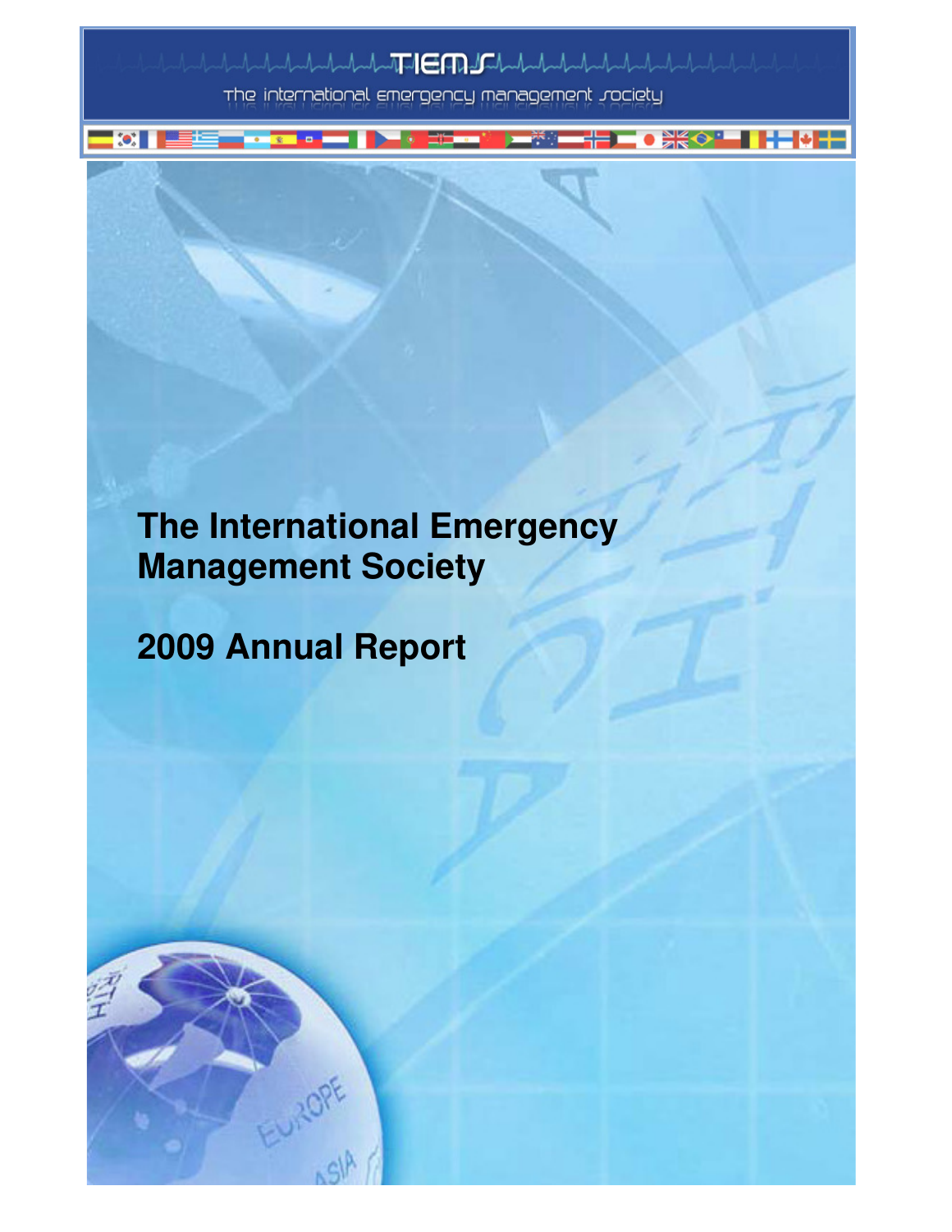TIEMS

The international emergency management society

# The International Emergency Management Society

# 2009 Annual Report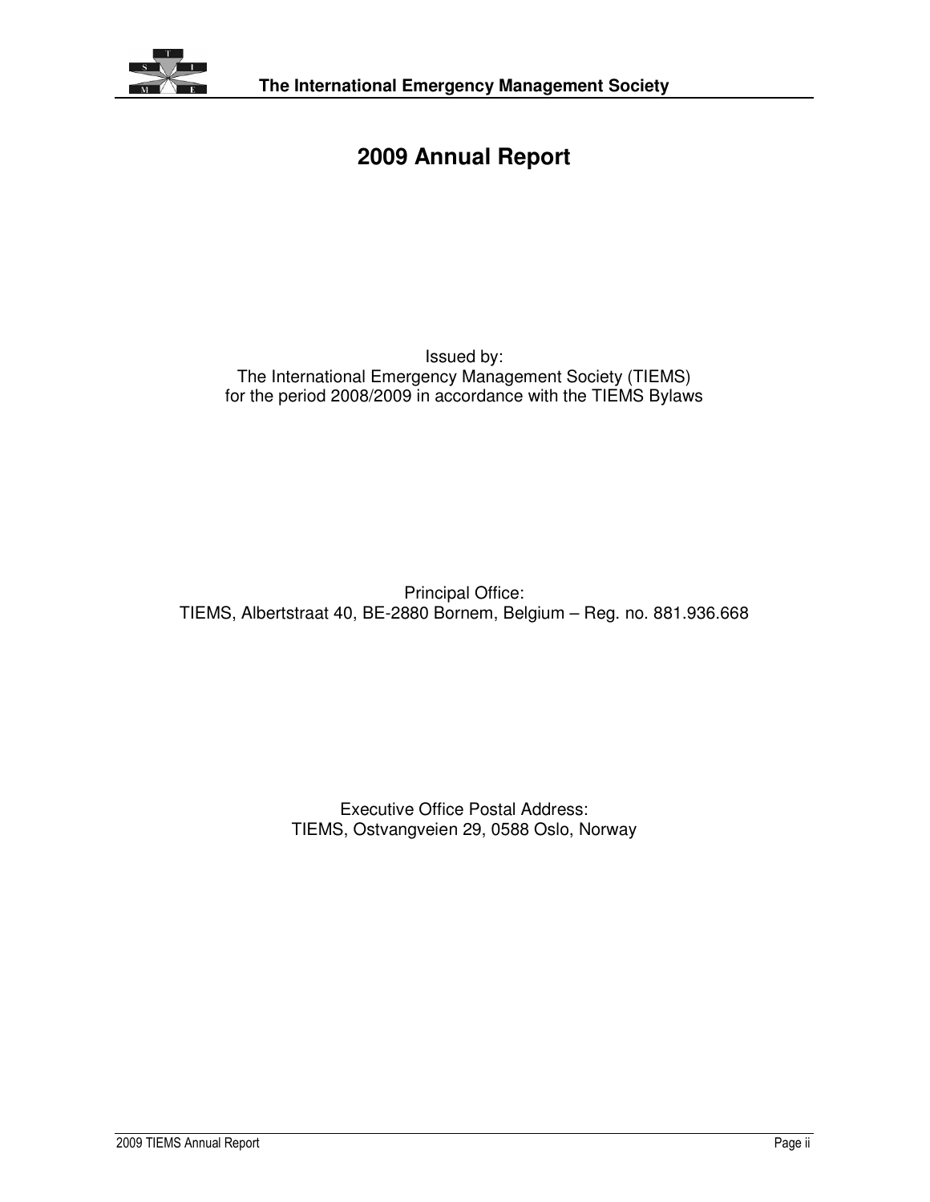# 2009 Annual Report

Issued by:
The International Emergency Management Society (TIEMS)
for the period 2008/2009 in accordance with the TIEMS Bylaws

Principal Office:
TIEMS, Albertstraat 40, BE-2880 Bornem, Belgium – Reg. no. 881.936.668

Executive Office Postal Address:
TIEMS, Ostvangveien 29, 0588 Oslo, Norway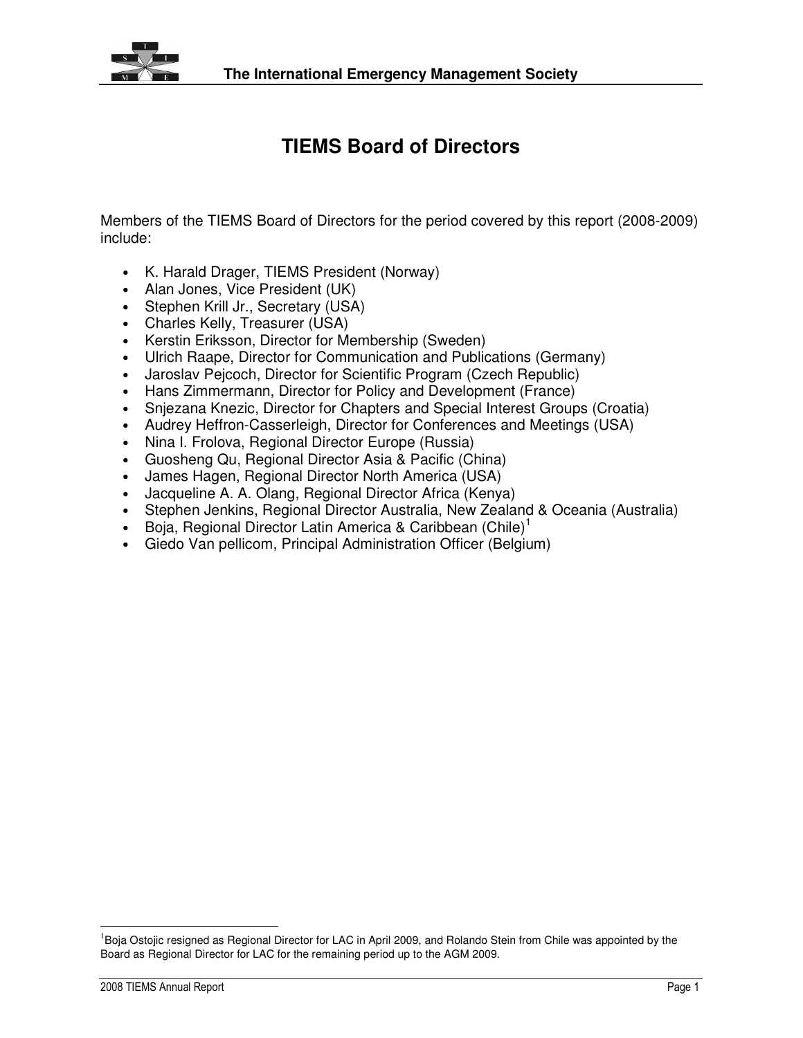# TIEMS Board of Directors

Members of the TIEMS Board of Directors for the period covered by this report (2008-2009) include:

- K. Harald Drager, TIEMS President (Norway)
- Alan Jones, Vice President (UK)
- Stephen Krill Jr., Secretary (USA)
- Charles Kelly, Treasurer (USA)
- Kerstin Eriksson, Director for Membership (Sweden)
- Ulrich Raape, Director for Communication and Publications (Germany)
- Jaroslav Pejcoch, Director for Scientific Program (Czech Republic)
- Hans Zimmermann, Director for Policy and Development (France)
- Snjezana Knezic, Director for Chapters and Special Interest Groups (Croatia)
- Audrey Heffron-Casserleigh, Director for Conferences and Meetings (USA)
- Nina I. Frolova, Regional Director Europe (Russia)
- Guosheng Qu, Regional Director Asia & Pacific (China)
- James Hagen, Regional Director North America (USA)
- Jacqueline A. A. Olang, Regional Director Africa (Kenya)
- Stephen Jenkins, Regional Director Australia, New Zealand & Oceania (Australia)
- Boja, Regional Director Latin America & Caribbean (Chile)[1]
- Giedo Van pellicom, Principal Administration Officer (Belgium)

[1] Boja Ostojic resigned as Regional Director for LAC in April 2009, and Rolando Stein from Chile was appointed by the Board as Regional Director for LAC for the remaining period up to the AGM 2009.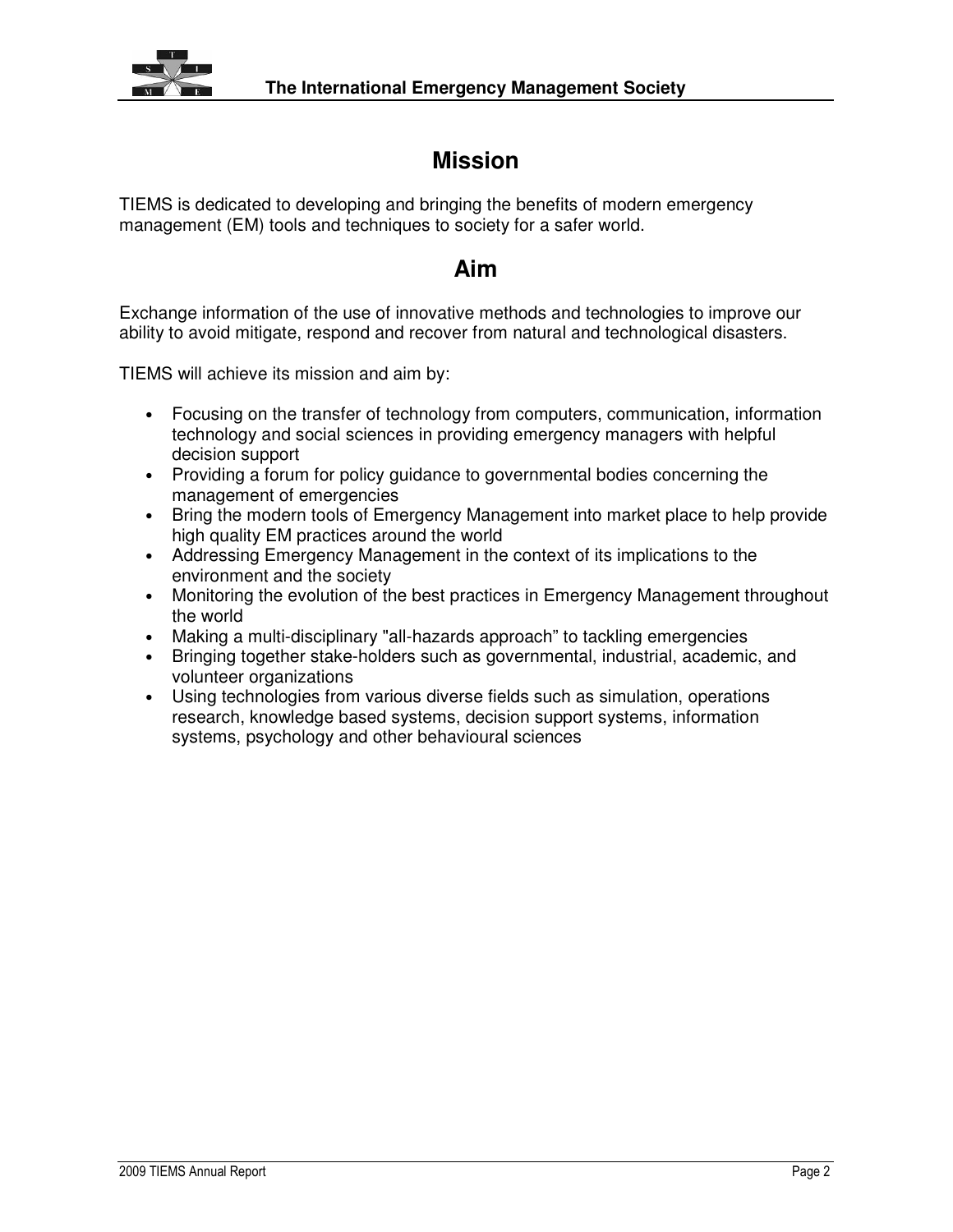# Mission

TIEMS is dedicated to developing and bringing the benefits of modern emergency management (EM) tools and techniques to society for a safer world.

# Aim

Exchange information of the use of innovative methods and technologies to improve our ability to avoid mitigate, respond and recover from natural and technological disasters.

TIEMS will achieve its mission and aim by:

- Focusing on the transfer of technology from computers, communication, information technology and social sciences in providing emergency managers with helpful decision support
- Providing a forum for policy guidance to governmental bodies concerning the management of emergencies
- Bring the modern tools of Emergency Management into market place to help provide high quality EM practices around the world
- Addressing Emergency Management in the context of its implications to the environment and the society
- Monitoring the evolution of the best practices in Emergency Management throughout the world
- Making a multi-disciplinary "all-hazards approach" to tackling emergencies
- Bringing together stake-holders such as governmental, industrial, academic, and volunteer organizations
- Using technologies from various diverse fields such as simulation, operations research, knowledge based systems, decision support systems, information systems, psychology and other behavioural sciences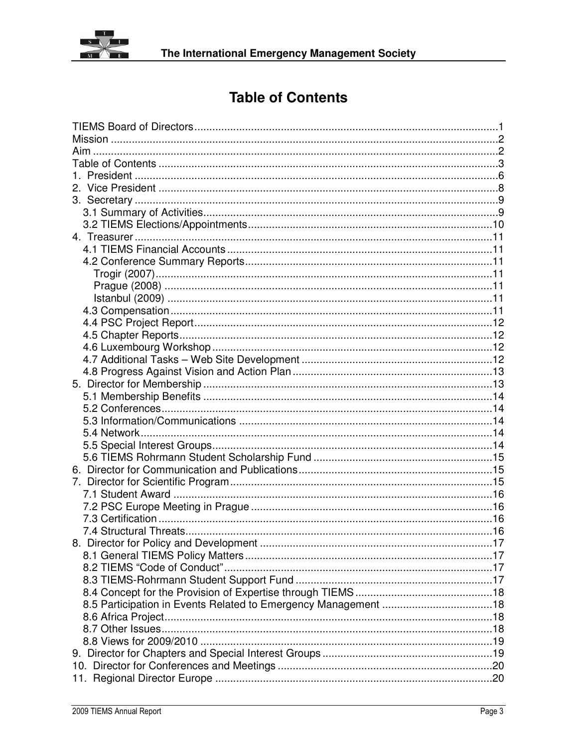# Table of Contents

TIEMS Board of Directors ........................................................................................................1
Mission ....................................................................................................................................2
Aim ..........................................................................................................................................2
Table of Contents ....................................................................................................................3
1. President ............................................................................................................................6
2. Vice President ....................................................................................................................8
3. Secretary ............................................................................................................................9
   3.1 Summary of Activities .....................................................................................................9
   3.2 TIEMS Elections/Appointments ....................................................................................10
4. Treasurer ..........................................................................................................................11
   4.1 TIEMS Financial Accounts ............................................................................................11
   4.2 Conference Summary Reports ......................................................................................11
      Trogir (2007) ...................................................................................................................11
      Prague (2008) .................................................................................................................11
      Istanbul (2009) ...............................................................................................................11
   4.3 Compensation ..............................................................................................................11
   4.4 PSC Project Report .......................................................................................................12
   4.5 Chapter Reports ...........................................................................................................12
   4.6 Luxembourg Workshop ................................................................................................12
   4.7 Additional Tasks – Web Site Development ...................................................................12
   4.8 Progress Against Vision and Action Plan ......................................................................13
5. Director for Membership ...................................................................................................13
   5.1 Membership Benefits ...................................................................................................14
   5.2 Conferences .................................................................................................................14
   5.3 Information/Communications .......................................................................................14
   5.4 Network .......................................................................................................................14
   5.5 Special Interest Groups ................................................................................................14
   5.6 TIEMS Rohrmann Student Scholarship Fund ...............................................................15
6. Director for Communication and Publications ...................................................................15
7. Director for Scientific Program .........................................................................................15
   7.1 Student Award .............................................................................................................16
   7.2 PSC Europe Meeting in Prague ....................................................................................16
   7.3 Certification .................................................................................................................16
   7.4 Structural Threats .........................................................................................................16
8. Director for Policy and Development ................................................................................17
   8.1 General TIEMS Policy Matters ......................................................................................17
   8.2 TIEMS "Code of Conduct" .............................................................................................17
   8.3 TIEMS-Rohrmann Student Support Fund ......................................................................17
   8.4 Concept for the Provision of Expertise through TIEMS .................................................18
   8.5 Participation in Events Related to Emergency Management ........................................18
   8.6 Africa Project ................................................................................................................18
   8.7 Other Issues .................................................................................................................18
   8.8 Views for 2009/2010 .....................................................................................................19
9. Director for Chapters and Special Interest Groups ...........................................................19
10. Director for Conferences and Meetings ..........................................................................20
11. Regional Director Europe ...............................................................................................20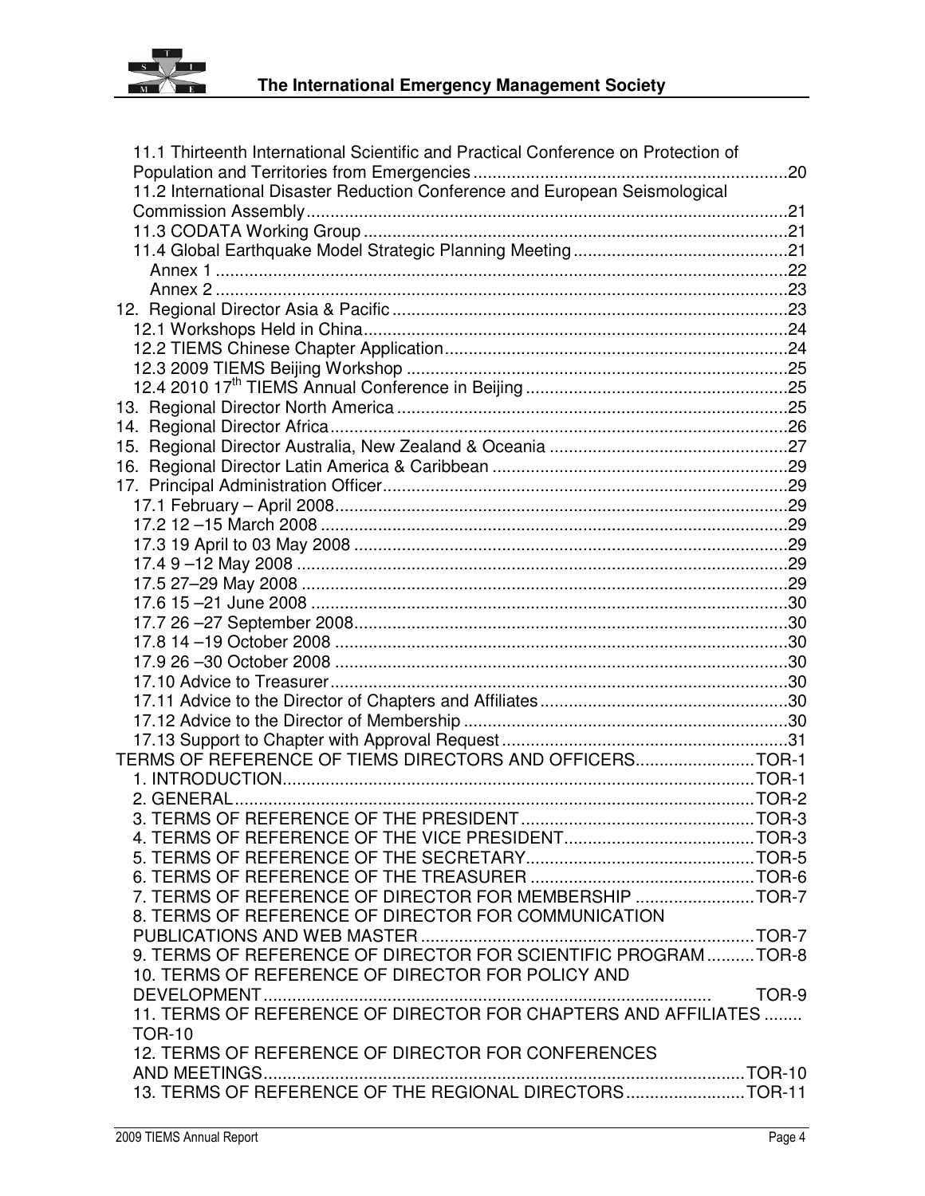11.1 Thirteenth International Scientific and Practical Conference on Protection of Population and Territories from Emergencies ..................................................................20
11.2 International Disaster Reduction Conference and European Seismological Commission Assembly ..................................................................................................21
11.3 CODATA Working Group ........................................................................................21
11.4 Global Earthquake Model Strategic Planning Meeting ............................................21
Annex 1 .........................................................................................................................22
Annex 2 .........................................................................................................................23
12. Regional Director Asia & Pacific ...................................................................................23
12.1 Workshops Held in China .........................................................................................24
12.2 TIEMS Chinese Chapter Application ........................................................................24
12.3 2009 TIEMS Beijing Workshop ...............................................................................25
12.4 2010 17th TIEMS Annual Conference in Beijing .......................................................25
13. Regional Director North America ..................................................................................25
14. Regional Director Africa .................................................................................................26
15. Regional Director Australia, New Zealand & Oceania ..................................................27
16. Regional Director Latin America & Caribbean ..............................................................29
17. Principal Administration Officer .....................................................................................29
17.1 February – April 2008 ...............................................................................................29
17.2 12 –15 March 2008 ...................................................................................................29
17.3 19 April to 03 May 2008 ...........................................................................................29
17.4 9 –12 May 2008 ........................................................................................................29
17.5 27–29 May 2008 .......................................................................................................29
17.6 15 –21 June 2008 .....................................................................................................30
17.7 26 –27 September 2008 ............................................................................................30
17.8 14 –19 October 2008 ................................................................................................30
17.9 26 –30 October 2008 ................................................................................................30
17.10 Advice to Treasurer .................................................................................................30
17.11 Advice to the Director of Chapters and Affiliates ....................................................30
17.12 Advice to the Director of Membership .....................................................................30
17.13 Support to Chapter with Approval Request .............................................................31
TERMS OF REFERENCE OF TIEMS DIRECTORS AND OFFICERS ........................TOR-1
1. INTRODUCTION ...................................................................................................TOR-1
2. GENERAL .............................................................................................................TOR-2
3. TERMS OF REFERENCE OF THE PRESIDENT .................................................TOR-3
4. TERMS OF REFERENCE OF THE VICE PRESIDENT ........................................TOR-3
5. TERMS OF REFERENCE OF THE SECRETARY ................................................TOR-5
6. TERMS OF REFERENCE OF THE TREASURER ...............................................TOR-6
7. TERMS OF REFERENCE OF DIRECTOR FOR MEMBERSHIP .........................TOR-7
8. TERMS OF REFERENCE OF DIRECTOR FOR COMMUNICATION PUBLICATIONS AND WEB MASTER ......................................................................TOR-7
9. TERMS OF REFERENCE OF DIRECTOR FOR SCIENTIFIC PROGRAM ..........TOR-8
10. TERMS OF REFERENCE OF DIRECTOR FOR POLICY AND DEVELOPMENT .............................................................................................TOR-9
11. TERMS OF REFERENCE OF DIRECTOR FOR CHAPTERS AND AFFILIATES ........ TOR-10
12. TERMS OF REFERENCE OF DIRECTOR FOR CONFERENCES AND MEETINGS ....................................................................................................TOR-10
13. TERMS OF REFERENCE OF THE REGIONAL DIRECTORS .........................TOR-11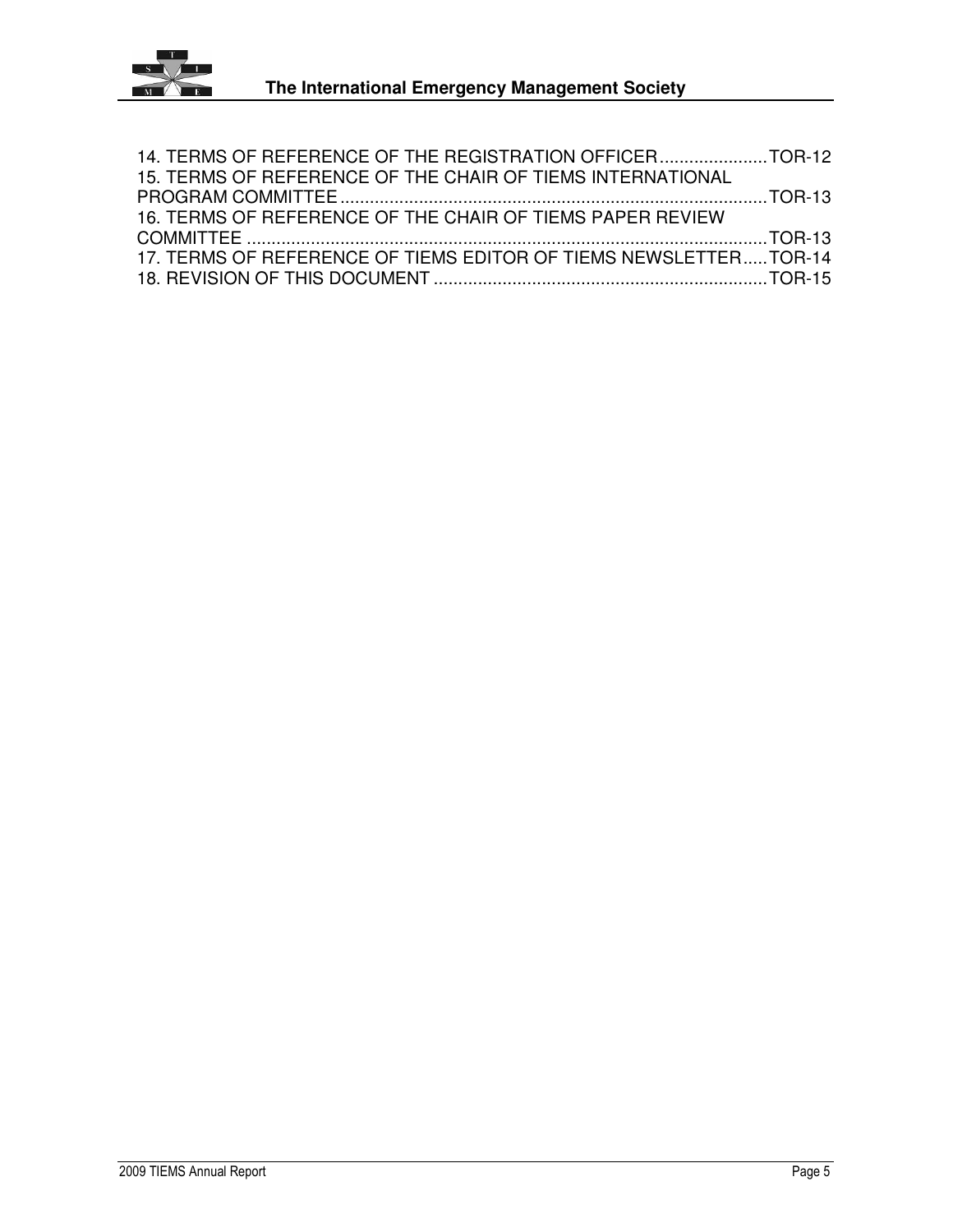14. TERMS OF REFERENCE OF THE REGISTRATION OFFICER ...................... TOR-12
15. TERMS OF REFERENCE OF THE CHAIR OF TIEMS INTERNATIONAL PROGRAM COMMITTEE ...................... TOR-13
16. TERMS OF REFERENCE OF THE CHAIR OF TIEMS PAPER REVIEW COMMITTEE ...................... TOR-13
17. TERMS OF REFERENCE OF TIEMS EDITOR OF TIEMS NEWSLETTER ..... TOR-14
18. REVISION OF THIS DOCUMENT ...................... TOR-15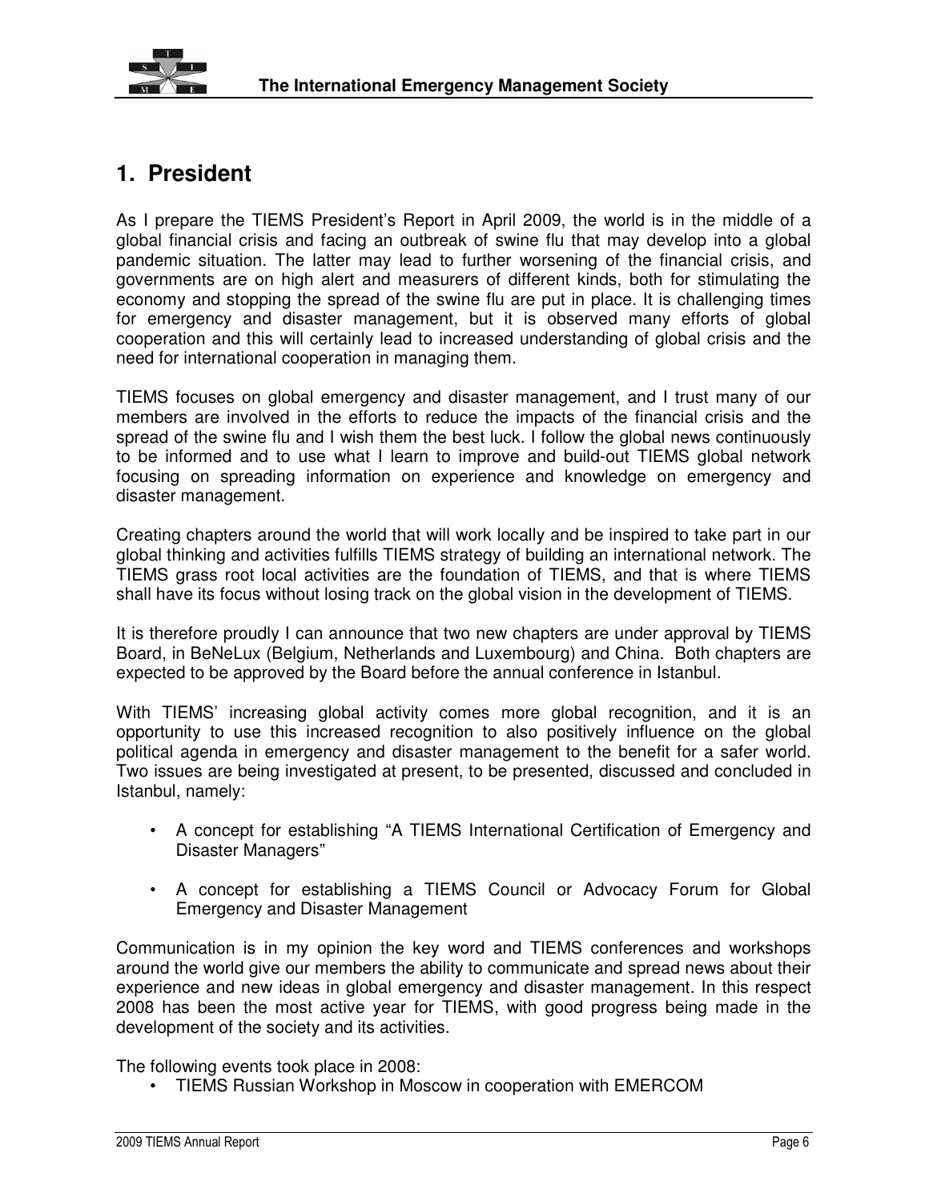# 1. President

As I prepare the TIEMS President's Report in April 2009, the world is in the middle of a global financial crisis and facing an outbreak of swine flu that may develop into a global pandemic situation. The latter may lead to further worsening of the financial crisis, and governments are on high alert and measurers of different kinds, both for stimulating the economy and stopping the spread of the swine flu are put in place. It is challenging times for emergency and disaster management, but it is observed many efforts of global cooperation and this will certainly lead to increased understanding of global crisis and the need for international cooperation in managing them.

TIEMS focuses on global emergency and disaster management, and I trust many of our members are involved in the efforts to reduce the impacts of the financial crisis and the spread of the swine flu and I wish them the best luck. I follow the global news continuously to be informed and to use what I learn to improve and build-out TIEMS global network focusing on spreading information on experience and knowledge on emergency and disaster management.

Creating chapters around the world that will work locally and be inspired to take part in our global thinking and activities fulfills TIEMS strategy of building an international network. The TIEMS grass root local activities are the foundation of TIEMS, and that is where TIEMS shall have its focus without losing track on the global vision in the development of TIEMS.

It is therefore proudly I can announce that two new chapters are under approval by TIEMS Board, in BeNeLux (Belgium, Netherlands and Luxembourg) and China. Both chapters are expected to be approved by the Board before the annual conference in Istanbul.

With TIEMS' increasing global activity comes more global recognition, and it is an opportunity to use this increased recognition to also positively influence on the global political agenda in emergency and disaster management to the benefit for a safer world. Two issues are being investigated at present, to be presented, discussed and concluded in Istanbul, namely:

- A concept for establishing "A TIEMS International Certification of Emergency and Disaster Managers"
- A concept for establishing a TIEMS Council or Advocacy Forum for Global Emergency and Disaster Management

Communication is in my opinion the key word and TIEMS conferences and workshops around the world give our members the ability to communicate and spread news about their experience and new ideas in global emergency and disaster management. In this respect 2008 has been the most active year for TIEMS, with good progress being made in the development of the society and its activities.

The following events took place in 2008:

- TIEMS Russian Workshop in Moscow in cooperation with EMERCOM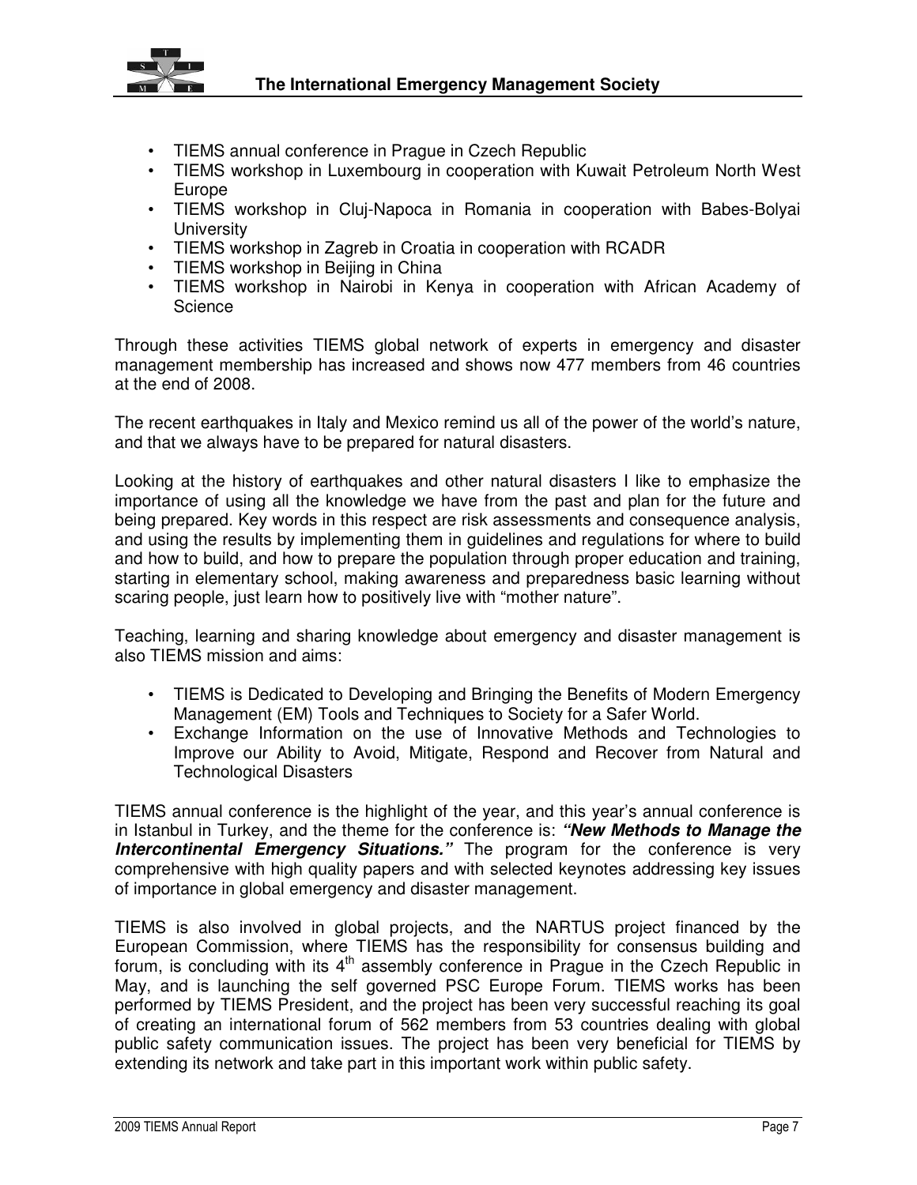- TIEMS annual conference in Prague in Czech Republic
- TIEMS workshop in Luxembourg in cooperation with Kuwait Petroleum North West Europe
- TIEMS workshop in Cluj-Napoca in Romania in cooperation with Babes-Bolyai University
- TIEMS workshop in Zagreb in Croatia in cooperation with RCADR
- TIEMS workshop in Beijing in China
- TIEMS workshop in Nairobi in Kenya in cooperation with African Academy of Science

Through these activities TIEMS global network of experts in emergency and disaster management membership has increased and shows now 477 members from 46 countries at the end of 2008.

The recent earthquakes in Italy and Mexico remind us all of the power of the world's nature, and that we always have to be prepared for natural disasters.

Looking at the history of earthquakes and other natural disasters I like to emphasize the importance of using all the knowledge we have from the past and plan for the future and being prepared. Key words in this respect are risk assessments and consequence analysis, and using the results by implementing them in guidelines and regulations for where to build and how to build, and how to prepare the population through proper education and training, starting in elementary school, making awareness and preparedness basic learning without scaring people, just learn how to positively live with "mother nature".

Teaching, learning and sharing knowledge about emergency and disaster management is also TIEMS mission and aims:

- TIEMS is Dedicated to Developing and Bringing the Benefits of Modern Emergency Management (EM) Tools and Techniques to Society for a Safer World.
- Exchange Information on the use of Innovative Methods and Technologies to Improve our Ability to Avoid, Mitigate, Respond and Recover from Natural and Technological Disasters

TIEMS annual conference is the highlight of the year, and this year's annual conference is in Istanbul in Turkey, and the theme for the conference is: ***"New Methods to Manage the Intercontinental Emergency Situations."*** The program for the conference is very comprehensive with high quality papers and with selected keynotes addressing key issues of importance in global emergency and disaster management.

TIEMS is also involved in global projects, and the NARTUS project financed by the European Commission, where TIEMS has the responsibility for consensus building and forum, is concluding with its 4th assembly conference in Prague in the Czech Republic in May, and is launching the self governed PSC Europe Forum. TIEMS works has been performed by TIEMS President, and the project has been very successful reaching its goal of creating an international forum of 562 members from 53 countries dealing with global public safety communication issues. The project has been very beneficial for TIEMS by extending its network and take part in this important work within public safety.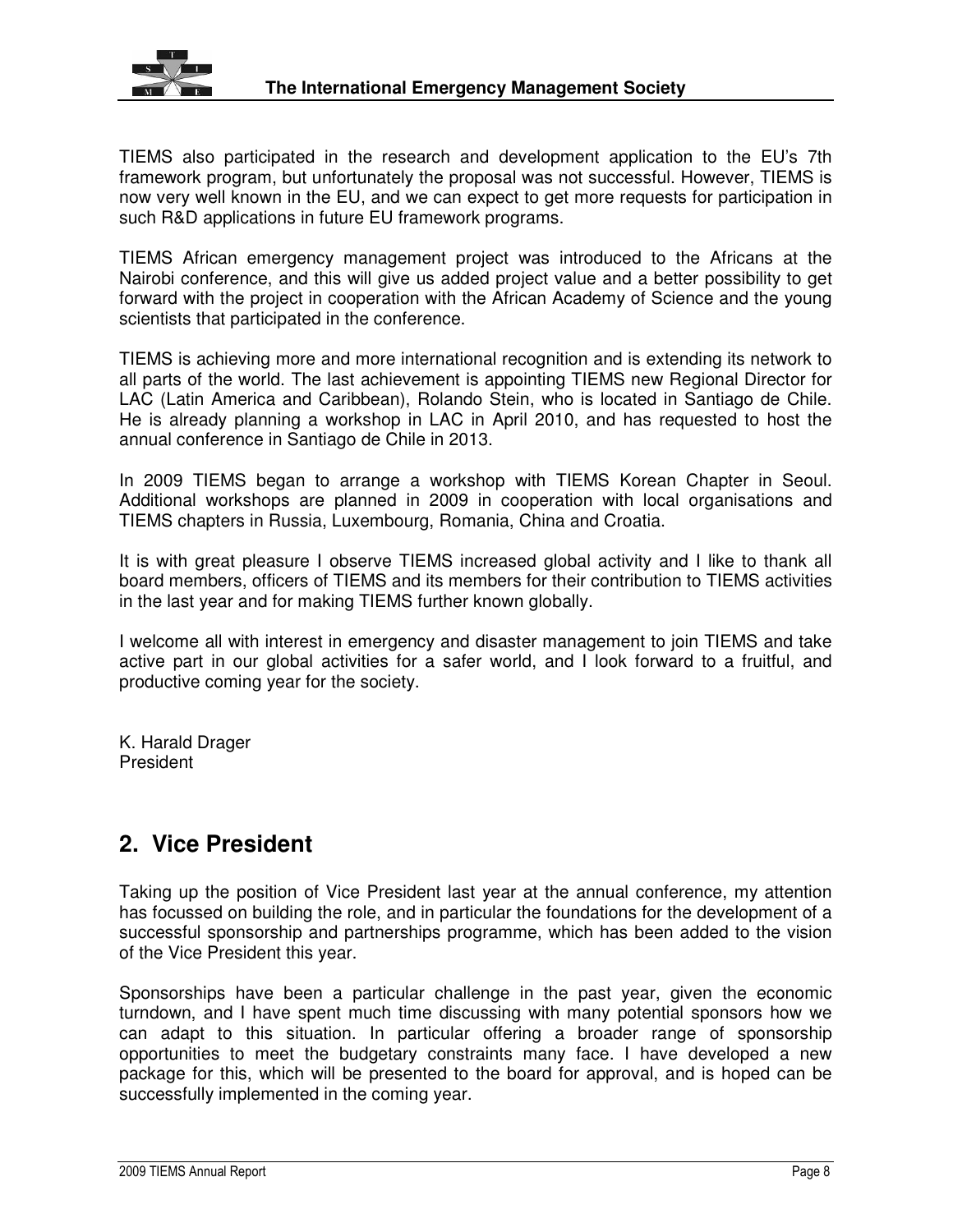TIEMS also participated in the research and development application to the EU's 7th framework program, but unfortunately the proposal was not successful. However, TIEMS is now very well known in the EU, and we can expect to get more requests for participation in such R&D applications in future EU framework programs.

TIEMS African emergency management project was introduced to the Africans at the Nairobi conference, and this will give us added project value and a better possibility to get forward with the project in cooperation with the African Academy of Science and the young scientists that participated in the conference.

TIEMS is achieving more and more international recognition and is extending its network to all parts of the world. The last achievement is appointing TIEMS new Regional Director for LAC (Latin America and Caribbean), Rolando Stein, who is located in Santiago de Chile. He is already planning a workshop in LAC in April 2010, and has requested to host the annual conference in Santiago de Chile in 2013.

In 2009 TIEMS began to arrange a workshop with TIEMS Korean Chapter in Seoul. Additional workshops are planned in 2009 in cooperation with local organisations and TIEMS chapters in Russia, Luxembourg, Romania, China and Croatia.

It is with great pleasure I observe TIEMS increased global activity and I like to thank all board members, officers of TIEMS and its members for their contribution to TIEMS activities in the last year and for making TIEMS further known globally.

I welcome all with interest in emergency and disaster management to join TIEMS and take active part in our global activities for a safer world, and I look forward to a fruitful, and productive coming year for the society.

K. Harald Drager
President

## 2. Vice President

Taking up the position of Vice President last year at the annual conference, my attention has focussed on building the role, and in particular the foundations for the development of a successful sponsorship and partnerships programme, which has been added to the vision of the Vice President this year.

Sponsorships have been a particular challenge in the past year, given the economic turndown, and I have spent much time discussing with many potential sponsors how we can adapt to this situation. In particular offering a broader range of sponsorship opportunities to meet the budgetary constraints many face. I have developed a new package for this, which will be presented to the board for approval, and is hoped can be successfully implemented in the coming year.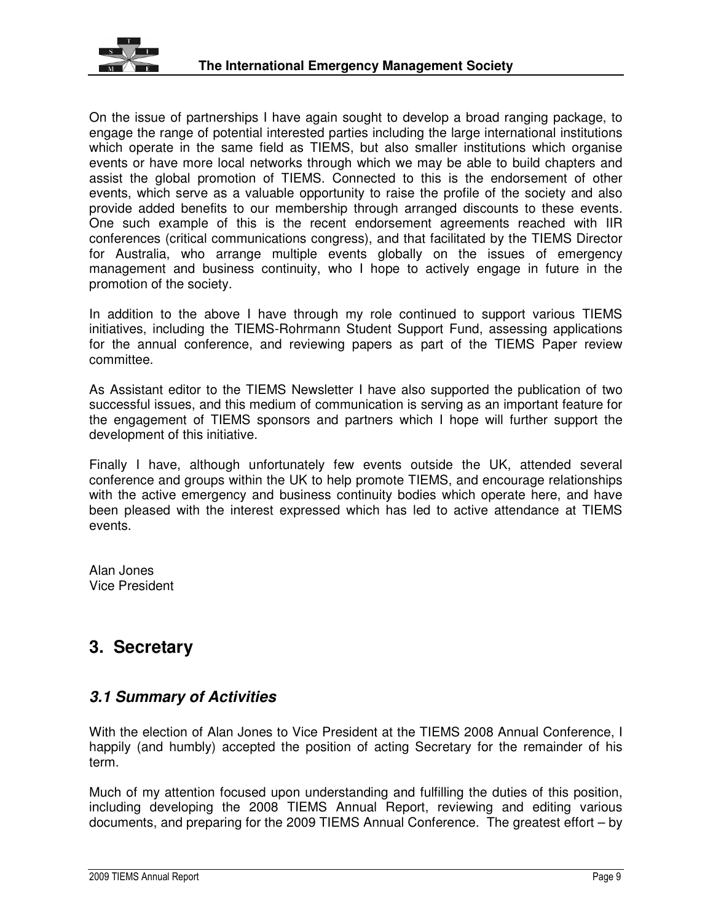On the issue of partnerships I have again sought to develop a broad ranging package, to engage the range of potential interested parties including the large international institutions which operate in the same field as TIEMS, but also smaller institutions which organise events or have more local networks through which we may be able to build chapters and assist the global promotion of TIEMS. Connected to this is the endorsement of other events, which serve as a valuable opportunity to raise the profile of the society and also provide added benefits to our membership through arranged discounts to these events. One such example of this is the recent endorsement agreements reached with IIR conferences (critical communications congress), and that facilitated by the TIEMS Director for Australia, who arrange multiple events globally on the issues of emergency management and business continuity, who I hope to actively engage in future in the promotion of the society.

In addition to the above I have through my role continued to support various TIEMS initiatives, including the TIEMS-Rohrmann Student Support Fund, assessing applications for the annual conference, and reviewing papers as part of the TIEMS Paper review committee.

As Assistant editor to the TIEMS Newsletter I have also supported the publication of two successful issues, and this medium of communication is serving as an important feature for the engagement of TIEMS sponsors and partners which I hope will further support the development of this initiative.

Finally I have, although unfortunately few events outside the UK, attended several conference and groups within the UK to help promote TIEMS, and encourage relationships with the active emergency and business continuity bodies which operate here, and have been pleased with the interest expressed which has led to active attendance at TIEMS events.

Alan Jones
Vice President

# 3. Secretary

## 3.1 Summary of Activities

With the election of Alan Jones to Vice President at the TIEMS 2008 Annual Conference, I happily (and humbly) accepted the position of acting Secretary for the remainder of his term.

Much of my attention focused upon understanding and fulfilling the duties of this position, including developing the 2008 TIEMS Annual Report, reviewing and editing various documents, and preparing for the 2009 TIEMS Annual Conference. The greatest effort – by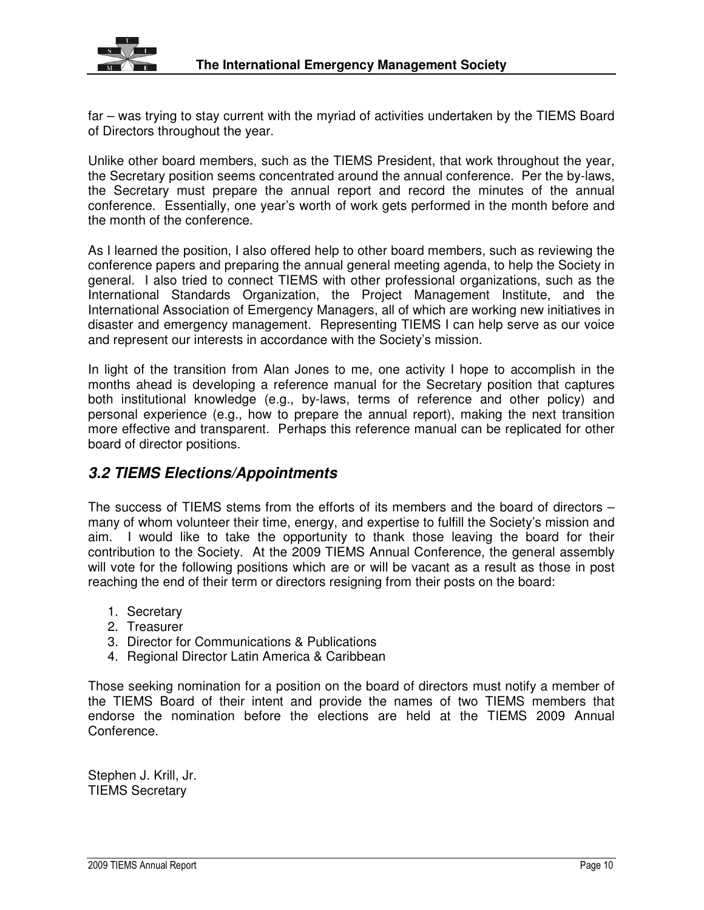far – was trying to stay current with the myriad of activities undertaken by the TIEMS Board of Directors throughout the year.

Unlike other board members, such as the TIEMS President, that work throughout the year, the Secretary position seems concentrated around the annual conference. Per the by-laws, the Secretary must prepare the annual report and record the minutes of the annual conference. Essentially, one year's worth of work gets performed in the month before and the month of the conference.

As I learned the position, I also offered help to other board members, such as reviewing the conference papers and preparing the annual general meeting agenda, to help the Society in general. I also tried to connect TIEMS with other professional organizations, such as the International Standards Organization, the Project Management Institute, and the International Association of Emergency Managers, all of which are working new initiatives in disaster and emergency management. Representing TIEMS I can help serve as our voice and represent our interests in accordance with the Society's mission.

In light of the transition from Alan Jones to me, one activity I hope to accomplish in the months ahead is developing a reference manual for the Secretary position that captures both institutional knowledge (e.g., by-laws, terms of reference and other policy) and personal experience (e.g., how to prepare the annual report), making the next transition more effective and transparent. Perhaps this reference manual can be replicated for other board of director positions.

## *3.2 TIEMS Elections/Appointments*

The success of TIEMS stems from the efforts of its members and the board of directors – many of whom volunteer their time, energy, and expertise to fulfill the Society's mission and aim. I would like to take the opportunity to thank those leaving the board for their contribution to the Society. At the 2009 TIEMS Annual Conference, the general assembly will vote for the following positions which are or will be vacant as a result as those in post reaching the end of their term or directors resigning from their posts on the board:

1. Secretary
2. Treasurer
3. Director for Communications & Publications
4. Regional Director Latin America & Caribbean

Those seeking nomination for a position on the board of directors must notify a member of the TIEMS Board of their intent and provide the names of two TIEMS members that endorse the nomination before the elections are held at the TIEMS 2009 Annual Conference.

Stephen J. Krill, Jr.
TIEMS Secretary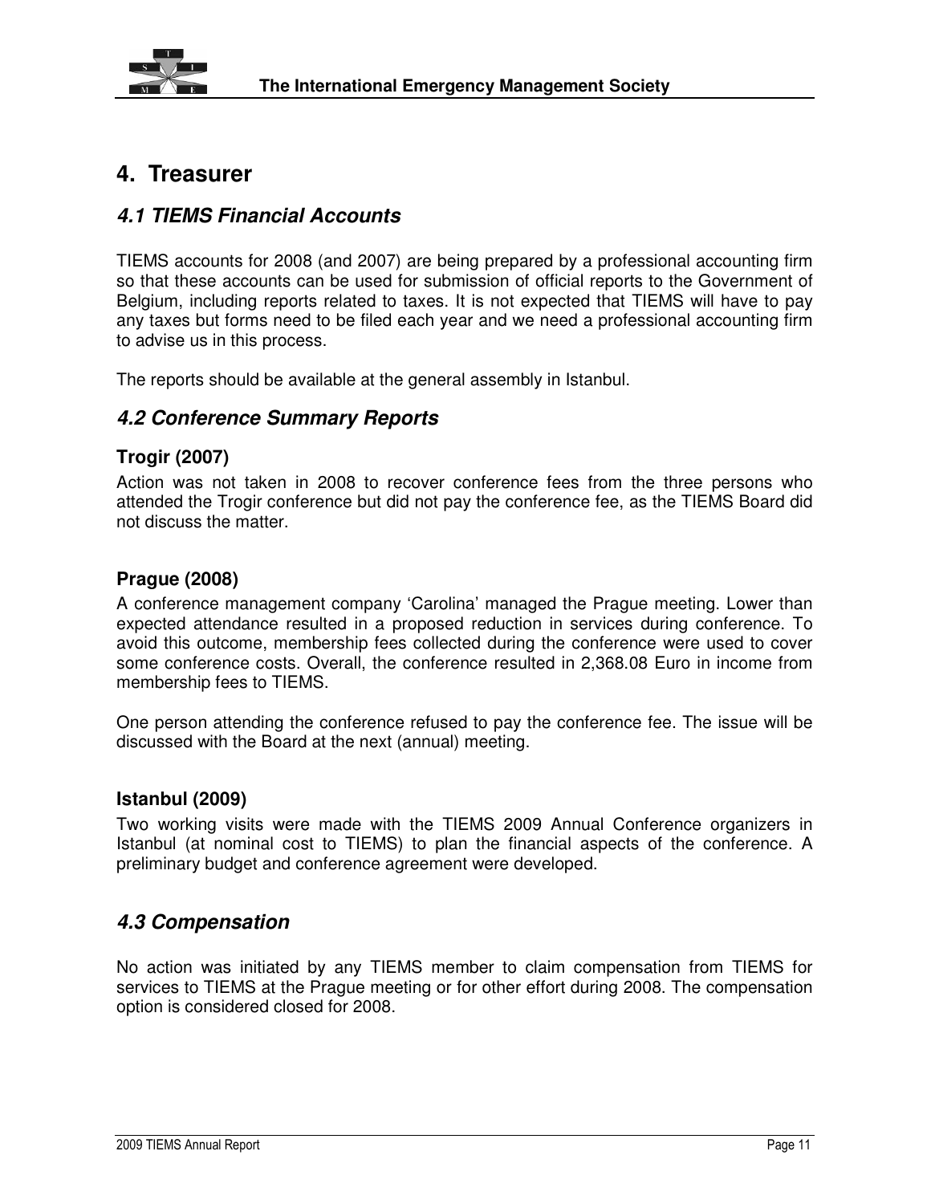# 4. Treasurer

## *4.1 TIEMS Financial Accounts*

TIEMS accounts for 2008 (and 2007) are being prepared by a professional accounting firm so that these accounts can be used for submission of official reports to the Government of Belgium, including reports related to taxes. It is not expected that TIEMS will have to pay any taxes but forms need to be filed each year and we need a professional accounting firm to advise us in this process.

The reports should be available at the general assembly in Istanbul.

## *4.2 Conference Summary Reports*

### Trogir (2007)

Action was not taken in 2008 to recover conference fees from the three persons who attended the Trogir conference but did not pay the conference fee, as the TIEMS Board did not discuss the matter.

### Prague (2008)

A conference management company 'Carolina' managed the Prague meeting. Lower than expected attendance resulted in a proposed reduction in services during conference. To avoid this outcome, membership fees collected during the conference were used to cover some conference costs. Overall, the conference resulted in 2,368.08 Euro in income from membership fees to TIEMS.

One person attending the conference refused to pay the conference fee. The issue will be discussed with the Board at the next (annual) meeting.

### Istanbul (2009)

Two working visits were made with the TIEMS 2009 Annual Conference organizers in Istanbul (at nominal cost to TIEMS) to plan the financial aspects of the conference. A preliminary budget and conference agreement were developed.

## *4.3 Compensation*

No action was initiated by any TIEMS member to claim compensation from TIEMS for services to TIEMS at the Prague meeting or for other effort during 2008. The compensation option is considered closed for 2008.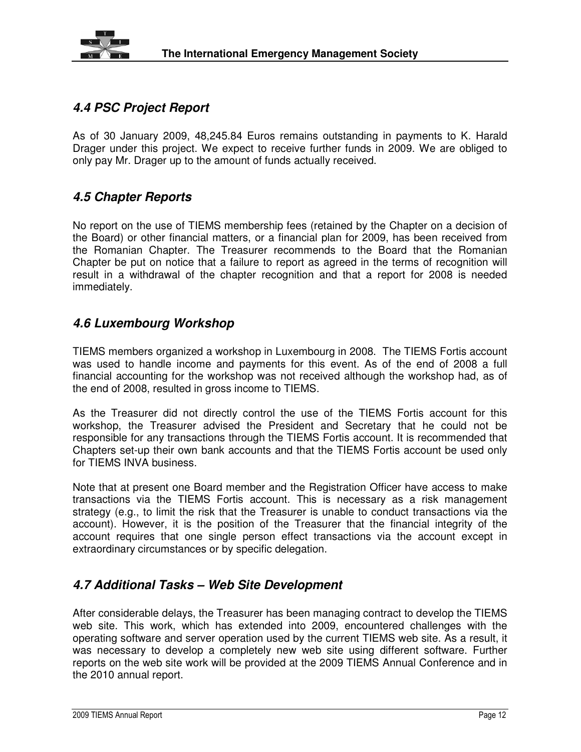### *4.4 PSC Project Report*

As of 30 January 2009, 48,245.84 Euros remains outstanding in payments to K. Harald Drager under this project. We expect to receive further funds in 2009. We are obliged to only pay Mr. Drager up to the amount of funds actually received.

### *4.5 Chapter Reports*

No report on the use of TIEMS membership fees (retained by the Chapter on a decision of the Board) or other financial matters, or a financial plan for 2009, has been received from the Romanian Chapter. The Treasurer recommends to the Board that the Romanian Chapter be put on notice that a failure to report as agreed in the terms of recognition will result in a withdrawal of the chapter recognition and that a report for 2008 is needed immediately.

### *4.6 Luxembourg Workshop*

TIEMS members organized a workshop in Luxembourg in 2008. The TIEMS Fortis account was used to handle income and payments for this event. As of the end of 2008 a full financial accounting for the workshop was not received although the workshop had, as of the end of 2008, resulted in gross income to TIEMS.

As the Treasurer did not directly control the use of the TIEMS Fortis account for this workshop, the Treasurer advised the President and Secretary that he could not be responsible for any transactions through the TIEMS Fortis account. It is recommended that Chapters set-up their own bank accounts and that the TIEMS Fortis account be used only for TIEMS INVA business.

Note that at present one Board member and the Registration Officer have access to make transactions via the TIEMS Fortis account. This is necessary as a risk management strategy (e.g., to limit the risk that the Treasurer is unable to conduct transactions via the account). However, it is the position of the Treasurer that the financial integrity of the account requires that one single person effect transactions via the account except in extraordinary circumstances or by specific delegation.

### *4.7 Additional Tasks – Web Site Development*

After considerable delays, the Treasurer has been managing contract to develop the TIEMS web site. This work, which has extended into 2009, encountered challenges with the operating software and server operation used by the current TIEMS web site. As a result, it was necessary to develop a completely new web site using different software. Further reports on the web site work will be provided at the 2009 TIEMS Annual Conference and in the 2010 annual report.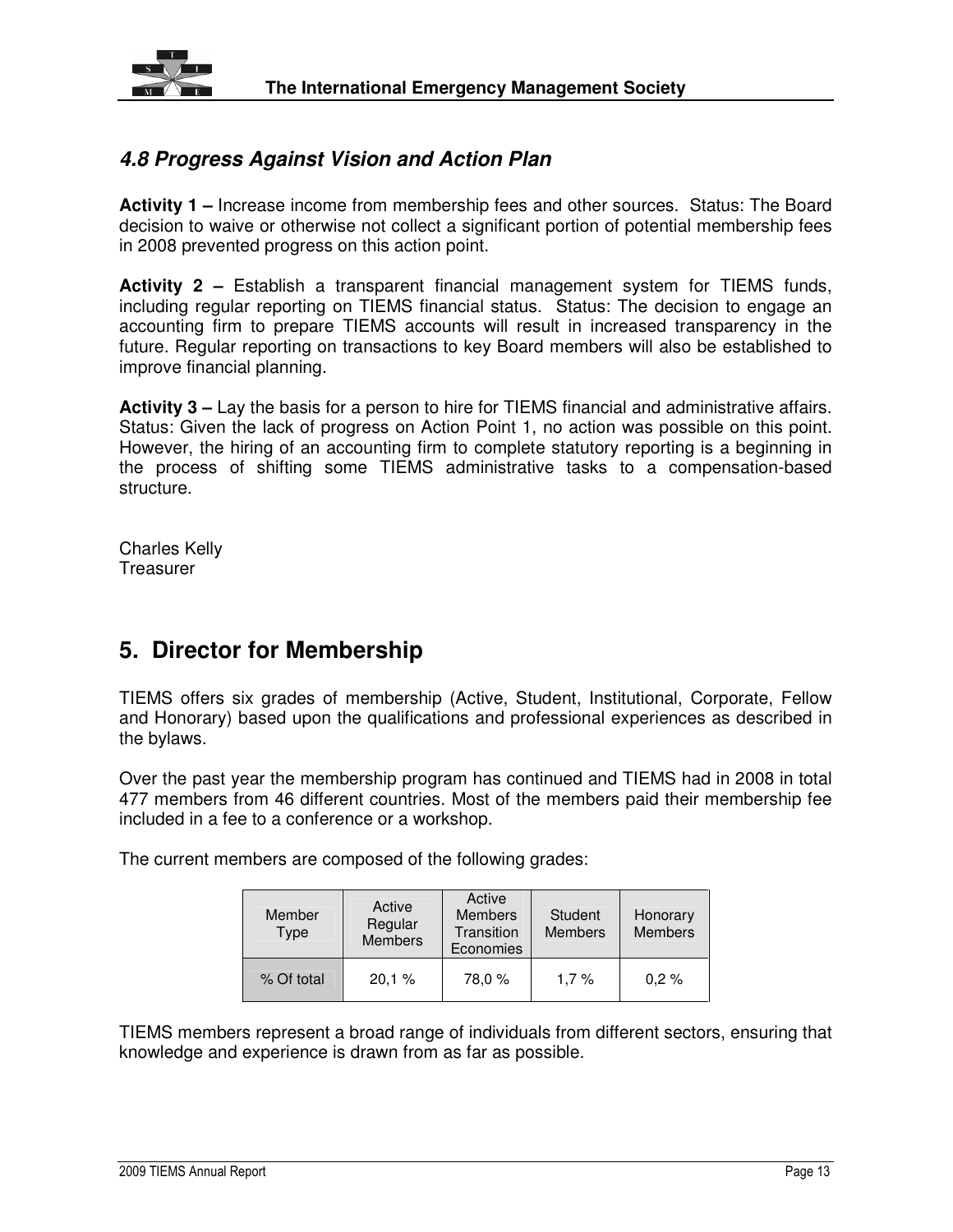### 4.8 Progress Against Vision and Action Plan

**Activity 1 –** Increase income from membership fees and other sources. Status: The Board decision to waive or otherwise not collect a significant portion of potential membership fees in 2008 prevented progress on this action point.

**Activity 2 –** Establish a transparent financial management system for TIEMS funds, including regular reporting on TIEMS financial status. Status: The decision to engage an accounting firm to prepare TIEMS accounts will result in increased transparency in the future. Regular reporting on transactions to key Board members will also be established to improve financial planning.

**Activity 3 –** Lay the basis for a person to hire for TIEMS financial and administrative affairs. Status: Given the lack of progress on Action Point 1, no action was possible on this point. However, the hiring of an accounting firm to complete statutory reporting is a beginning in the process of shifting some TIEMS administrative tasks to a compensation-based structure.

Charles Kelly
Treasurer

## 5. Director for Membership

TIEMS offers six grades of membership (Active, Student, Institutional, Corporate, Fellow and Honorary) based upon the qualifications and professional experiences as described in the bylaws.

Over the past year the membership program has continued and TIEMS had in 2008 in total 477 members from 46 different countries. Most of the members paid their membership fee included in a fee to a conference or a workshop.

The current members are composed of the following grades:

| Member Type | Active Regular Members | Active Members Transition Economies | Student Members | Honorary Members |
|---|---|---|---|---|
| % Of total | 20,1 % | 78,0 % | 1,7 % | 0,2 % |

TIEMS members represent a broad range of individuals from different sectors, ensuring that knowledge and experience is drawn from as far as possible.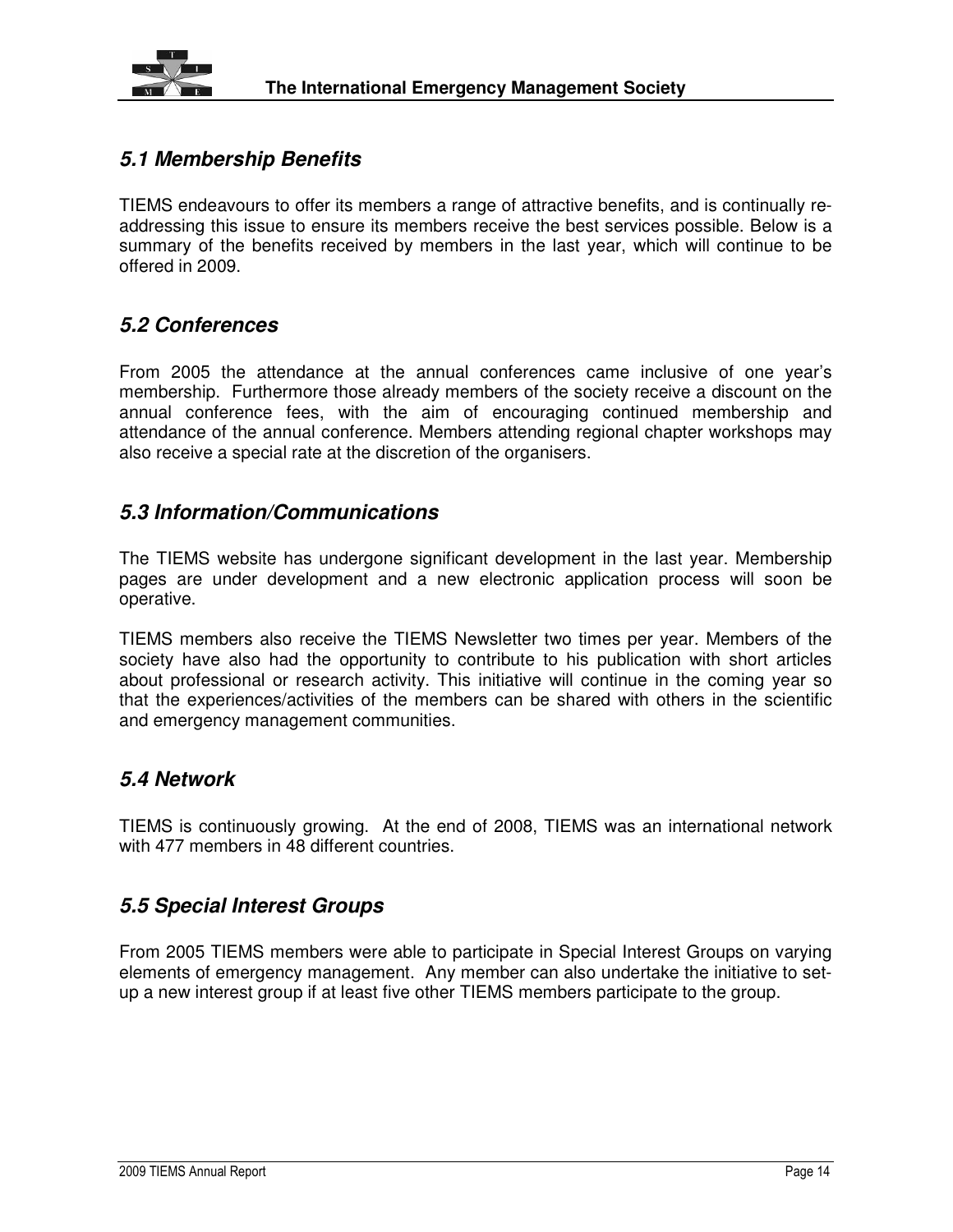### *5.1 Membership Benefits*

TIEMS endeavours to offer its members a range of attractive benefits, and is continually re-addressing this issue to ensure its members receive the best services possible. Below is a summary of the benefits received by members in the last year, which will continue to be offered in 2009.

### *5.2 Conferences*

From 2005 the attendance at the annual conferences came inclusive of one year's membership. Furthermore those already members of the society receive a discount on the annual conference fees, with the aim of encouraging continued membership and attendance of the annual conference. Members attending regional chapter workshops may also receive a special rate at the discretion of the organisers.

### *5.3 Information/Communications*

The TIEMS website has undergone significant development in the last year. Membership pages are under development and a new electronic application process will soon be operative.

TIEMS members also receive the TIEMS Newsletter two times per year. Members of the society have also had the opportunity to contribute to his publication with short articles about professional or research activity. This initiative will continue in the coming year so that the experiences/activities of the members can be shared with others in the scientific and emergency management communities.

### *5.4 Network*

TIEMS is continuously growing. At the end of 2008, TIEMS was an international network with 477 members in 48 different countries.

### *5.5 Special Interest Groups*

From 2005 TIEMS members were able to participate in Special Interest Groups on varying elements of emergency management. Any member can also undertake the initiative to set-up a new interest group if at least five other TIEMS members participate to the group.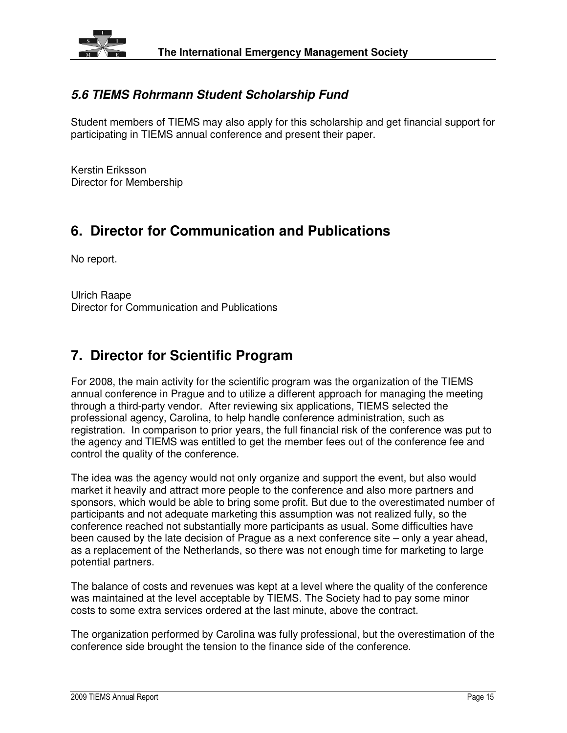### *5.6 TIEMS Rohrmann Student Scholarship Fund*

Student members of TIEMS may also apply for this scholarship and get financial support for participating in TIEMS annual conference and present their paper.

Kerstin Eriksson
Director for Membership

## 6. Director for Communication and Publications

No report.

Ulrich Raape
Director for Communication and Publications

## 7. Director for Scientific Program

For 2008, the main activity for the scientific program was the organization of the TIEMS annual conference in Prague and to utilize a different approach for managing the meeting through a third-party vendor. After reviewing six applications, TIEMS selected the professional agency, Carolina, to help handle conference administration, such as registration. In comparison to prior years, the full financial risk of the conference was put to the agency and TIEMS was entitled to get the member fees out of the conference fee and control the quality of the conference.

The idea was the agency would not only organize and support the event, but also would market it heavily and attract more people to the conference and also more partners and sponsors, which would be able to bring some profit. But due to the overestimated number of participants and not adequate marketing this assumption was not realized fully, so the conference reached not substantially more participants as usual. Some difficulties have been caused by the late decision of Prague as a next conference site – only a year ahead, as a replacement of the Netherlands, so there was not enough time for marketing to large potential partners.

The balance of costs and revenues was kept at a level where the quality of the conference was maintained at the level acceptable by TIEMS. The Society had to pay some minor costs to some extra services ordered at the last minute, above the contract.

The organization performed by Carolina was fully professional, but the overestimation of the conference side brought the tension to the finance side of the conference.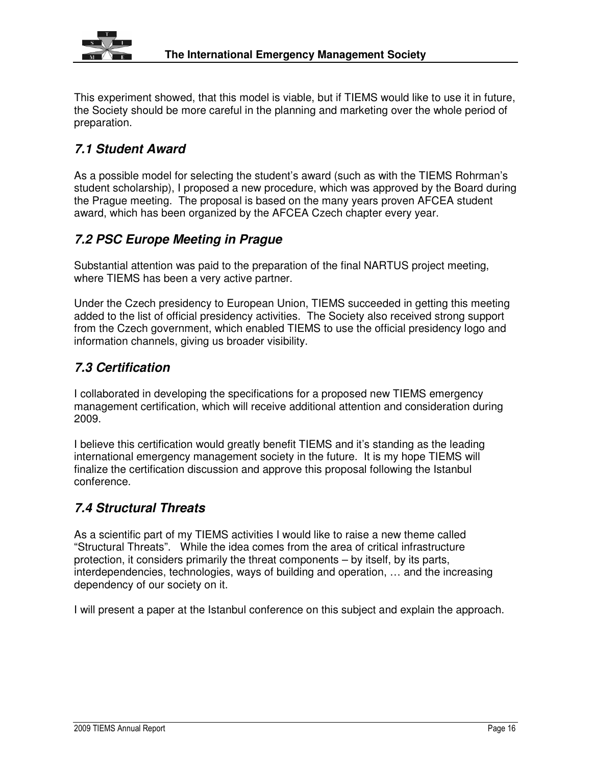This experiment showed, that this model is viable, but if TIEMS would like to use it in future, the Society should be more careful in the planning and marketing over the whole period of preparation.

## *7.1 Student Award*

As a possible model for selecting the student's award (such as with the TIEMS Rohrman's student scholarship), I proposed a new procedure, which was approved by the Board during the Prague meeting. The proposal is based on the many years proven AFCEA student award, which has been organized by the AFCEA Czech chapter every year.

## *7.2 PSC Europe Meeting in Prague*

Substantial attention was paid to the preparation of the final NARTUS project meeting, where TIEMS has been a very active partner.

Under the Czech presidency to European Union, TIEMS succeeded in getting this meeting added to the list of official presidency activities. The Society also received strong support from the Czech government, which enabled TIEMS to use the official presidency logo and information channels, giving us broader visibility.

## *7.3 Certification*

I collaborated in developing the specifications for a proposed new TIEMS emergency management certification, which will receive additional attention and consideration during 2009.

I believe this certification would greatly benefit TIEMS and it's standing as the leading international emergency management society in the future. It is my hope TIEMS will finalize the certification discussion and approve this proposal following the Istanbul conference.

## *7.4 Structural Threats*

As a scientific part of my TIEMS activities I would like to raise a new theme called "Structural Threats". While the idea comes from the area of critical infrastructure protection, it considers primarily the threat components – by itself, by its parts, interdependencies, technologies, ways of building and operation, … and the increasing dependency of our society on it.

I will present a paper at the Istanbul conference on this subject and explain the approach.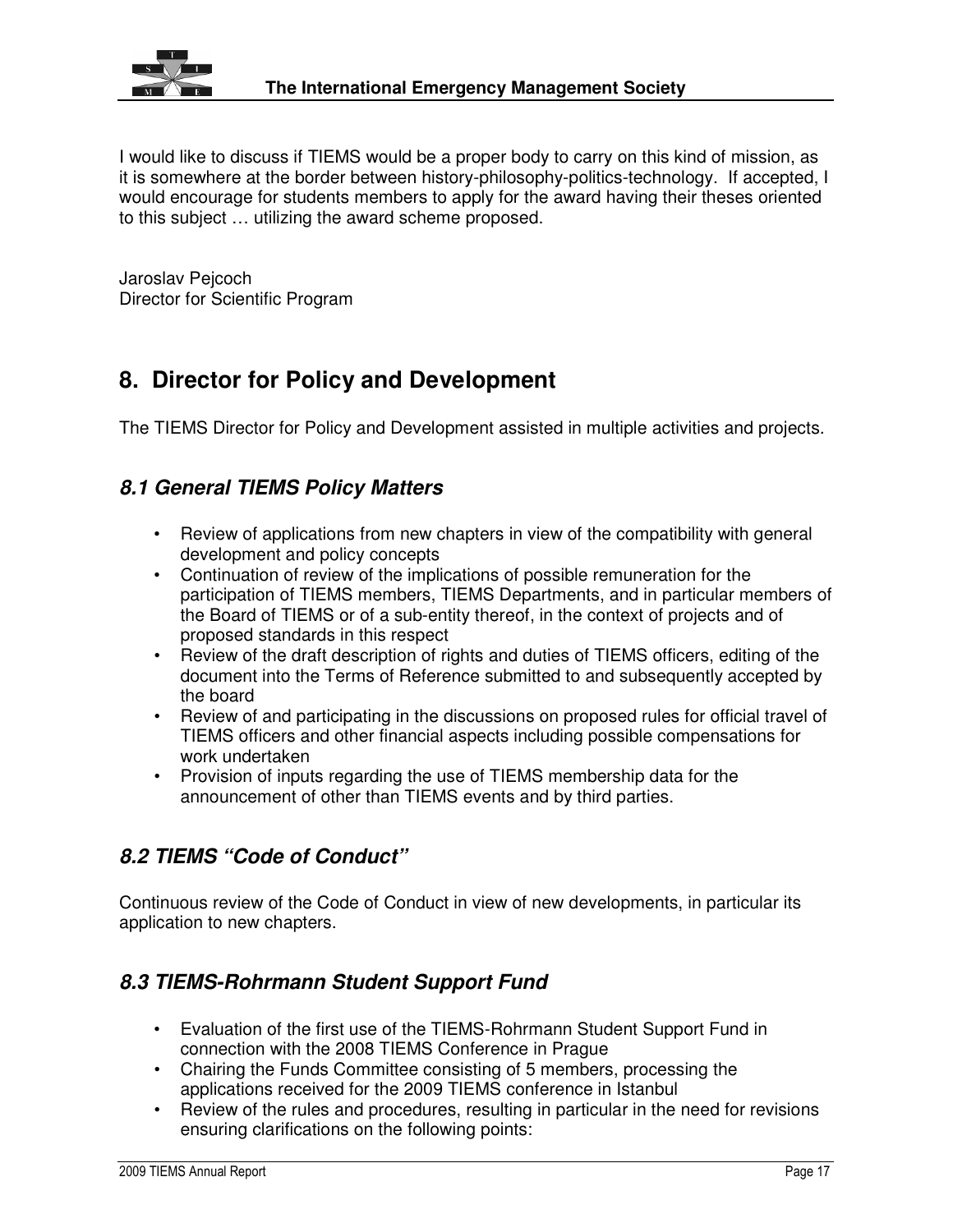I would like to discuss if TIEMS would be a proper body to carry on this kind of mission, as it is somewhere at the border between history-philosophy-politics-technology. If accepted, I would encourage for students members to apply for the award having their theses oriented to this subject … utilizing the award scheme proposed.

Jaroslav Pejcoch
Director for Scientific Program

## 8. Director for Policy and Development

The TIEMS Director for Policy and Development assisted in multiple activities and projects.

### *8.1 General TIEMS Policy Matters*

- Review of applications from new chapters in view of the compatibility with general development and policy concepts
- Continuation of review of the implications of possible remuneration for the participation of TIEMS members, TIEMS Departments, and in particular members of the Board of TIEMS or of a sub-entity thereof, in the context of projects and of proposed standards in this respect
- Review of the draft description of rights and duties of TIEMS officers, editing of the document into the Terms of Reference submitted to and subsequently accepted by the board
- Review of and participating in the discussions on proposed rules for official travel of TIEMS officers and other financial aspects including possible compensations for work undertaken
- Provision of inputs regarding the use of TIEMS membership data for the announcement of other than TIEMS events and by third parties.

### *8.2 TIEMS "Code of Conduct"*

Continuous review of the Code of Conduct in view of new developments, in particular its application to new chapters.

### *8.3 TIEMS-Rohrmann Student Support Fund*

- Evaluation of the first use of the TIEMS-Rohrmann Student Support Fund in connection with the 2008 TIEMS Conference in Prague
- Chairing the Funds Committee consisting of 5 members, processing the applications received for the 2009 TIEMS conference in Istanbul
- Review of the rules and procedures, resulting in particular in the need for revisions ensuring clarifications on the following points: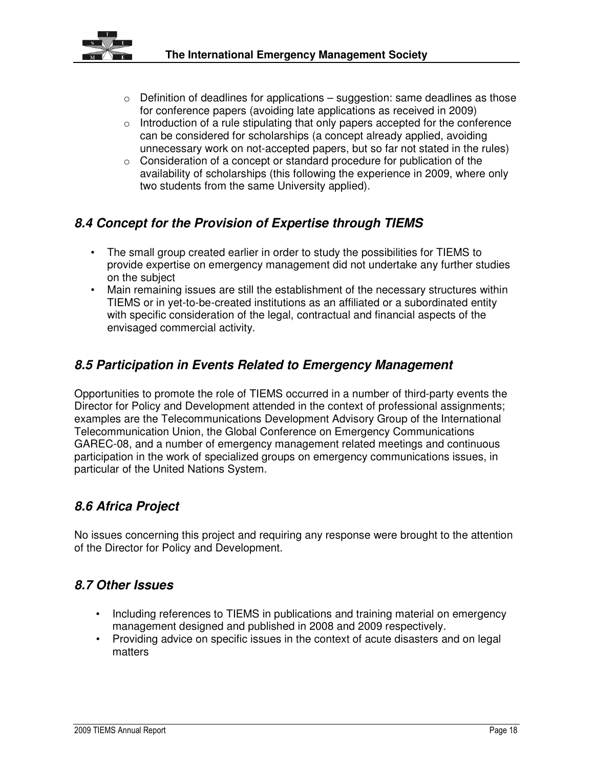- Definition of deadlines for applications – suggestion: same deadlines as those for conference papers (avoiding late applications as received in 2009)
- Introduction of a rule stipulating that only papers accepted for the conference can be considered for scholarships (a concept already applied, avoiding unnecessary work on not-accepted papers, but so far not stated in the rules)
- Consideration of a concept or standard procedure for publication of the availability of scholarships (this following the experience in 2009, where only two students from the same University applied).

## *8.4 Concept for the Provision of Expertise through TIEMS*

- The small group created earlier in order to study the possibilities for TIEMS to provide expertise on emergency management did not undertake any further studies on the subject
- Main remaining issues are still the establishment of the necessary structures within TIEMS or in yet-to-be-created institutions as an affiliated or a subordinated entity with specific consideration of the legal, contractual and financial aspects of the envisaged commercial activity.

## *8.5 Participation in Events Related to Emergency Management*

Opportunities to promote the role of TIEMS occurred in a number of third-party events the Director for Policy and Development attended in the context of professional assignments; examples are the Telecommunications Development Advisory Group of the International Telecommunication Union, the Global Conference on Emergency Communications GAREC-08, and a number of emergency management related meetings and continuous participation in the work of specialized groups on emergency communications issues, in particular of the United Nations System.

## *8.6 Africa Project*

No issues concerning this project and requiring any response were brought to the attention of the Director for Policy and Development.

## *8.7 Other Issues*

- Including references to TIEMS in publications and training material on emergency management designed and published in 2008 and 2009 respectively.
- Providing advice on specific issues in the context of acute disasters and on legal matters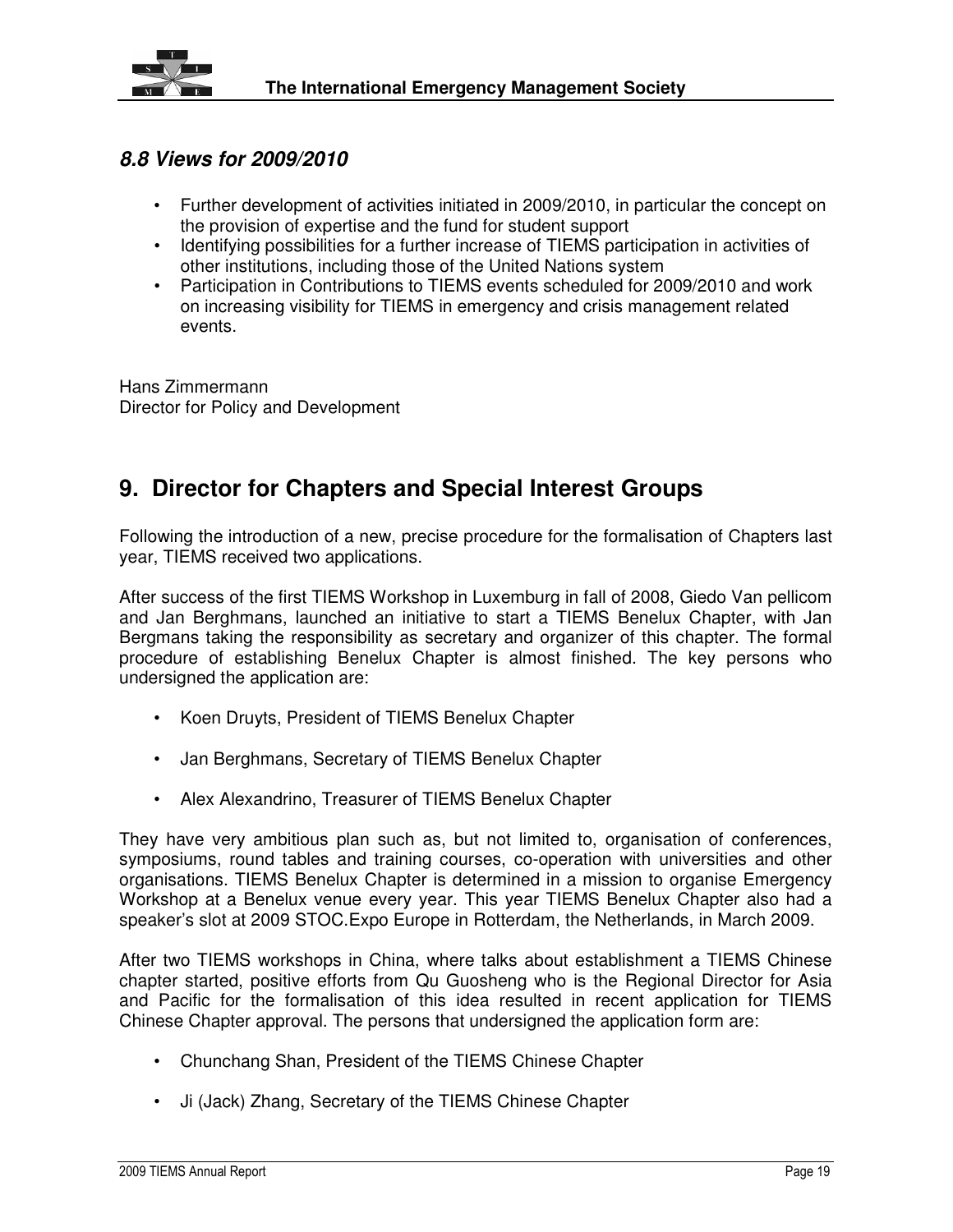### *8.8 Views for 2009/2010*

- Further development of activities initiated in 2009/2010, in particular the concept on the provision of expertise and the fund for student support
- Identifying possibilities for a further increase of TIEMS participation in activities of other institutions, including those of the United Nations system
- Participation in Contributions to TIEMS events scheduled for 2009/2010 and work on increasing visibility for TIEMS in emergency and crisis management related events.

Hans Zimmermann
Director for Policy and Development

## 9. Director for Chapters and Special Interest Groups

Following the introduction of a new, precise procedure for the formalisation of Chapters last year, TIEMS received two applications.

After success of the first TIEMS Workshop in Luxemburg in fall of 2008, Giedo Van pellicom and Jan Berghmans, launched an initiative to start a TIEMS Benelux Chapter, with Jan Bergmans taking the responsibility as secretary and organizer of this chapter. The formal procedure of establishing Benelux Chapter is almost finished. The key persons who undersigned the application are:

- Koen Druyts, President of TIEMS Benelux Chapter
- Jan Berghmans, Secretary of TIEMS Benelux Chapter
- Alex Alexandrino, Treasurer of TIEMS Benelux Chapter

They have very ambitious plan such as, but not limited to, organisation of conferences, symposiums, round tables and training courses, co-operation with universities and other organisations. TIEMS Benelux Chapter is determined in a mission to organise Emergency Workshop at a Benelux venue every year. This year TIEMS Benelux Chapter also had a speaker's slot at 2009 STOC.Expo Europe in Rotterdam, the Netherlands, in March 2009.

After two TIEMS workshops in China, where talks about establishment a TIEMS Chinese chapter started, positive efforts from Qu Guosheng who is the Regional Director for Asia and Pacific for the formalisation of this idea resulted in recent application for TIEMS Chinese Chapter approval. The persons that undersigned the application form are:

- Chunchang Shan, President of the TIEMS Chinese Chapter
- Ji (Jack) Zhang, Secretary of the TIEMS Chinese Chapter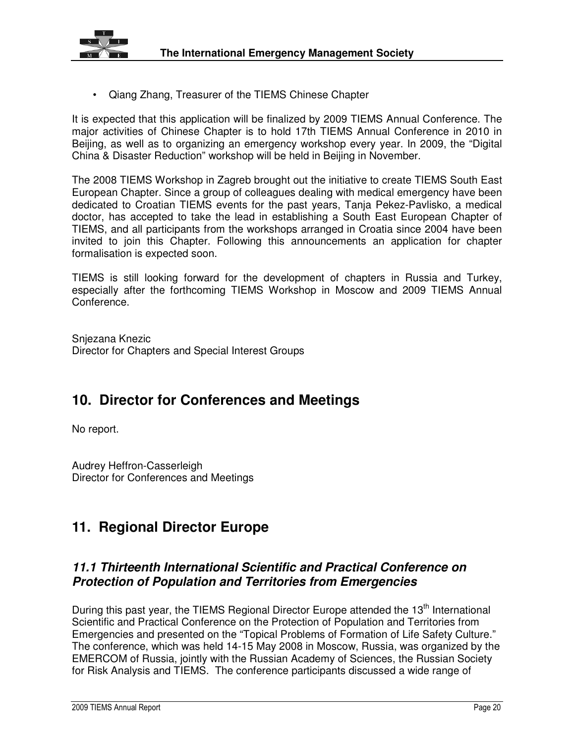- Qiang Zhang, Treasurer of the TIEMS Chinese Chapter

It is expected that this application will be finalized by 2009 TIEMS Annual Conference. The major activities of Chinese Chapter is to hold 17th TIEMS Annual Conference in 2010 in Beijing, as well as to organizing an emergency workshop every year. In 2009, the "Digital China & Disaster Reduction" workshop will be held in Beijing in November.

The 2008 TIEMS Workshop in Zagreb brought out the initiative to create TIEMS South East European Chapter. Since a group of colleagues dealing with medical emergency have been dedicated to Croatian TIEMS events for the past years, Tanja Pekez-Pavlisko, a medical doctor, has accepted to take the lead in establishing a South East European Chapter of TIEMS, and all participants from the workshops arranged in Croatia since 2004 have been invited to join this Chapter. Following this announcements an application for chapter formalisation is expected soon.

TIEMS is still looking forward for the development of chapters in Russia and Turkey, especially after the forthcoming TIEMS Workshop in Moscow and 2009 TIEMS Annual Conference.

Snjezana Knezic
Director for Chapters and Special Interest Groups

# 10. Director for Conferences and Meetings

No report.

Audrey Heffron-Casserleigh
Director for Conferences and Meetings

# 11. Regional Director Europe

## *11.1 Thirteenth International Scientific and Practical Conference on Protection of Population and Territories from Emergencies*

During this past year, the TIEMS Regional Director Europe attended the 13th International Scientific and Practical Conference on the Protection of Population and Territories from Emergencies and presented on the "Topical Problems of Formation of Life Safety Culture." The conference, which was held 14-15 May 2008 in Moscow, Russia, was organized by the EMERCOM of Russia, jointly with the Russian Academy of Sciences, the Russian Society for Risk Analysis and TIEMS. The conference participants discussed a wide range of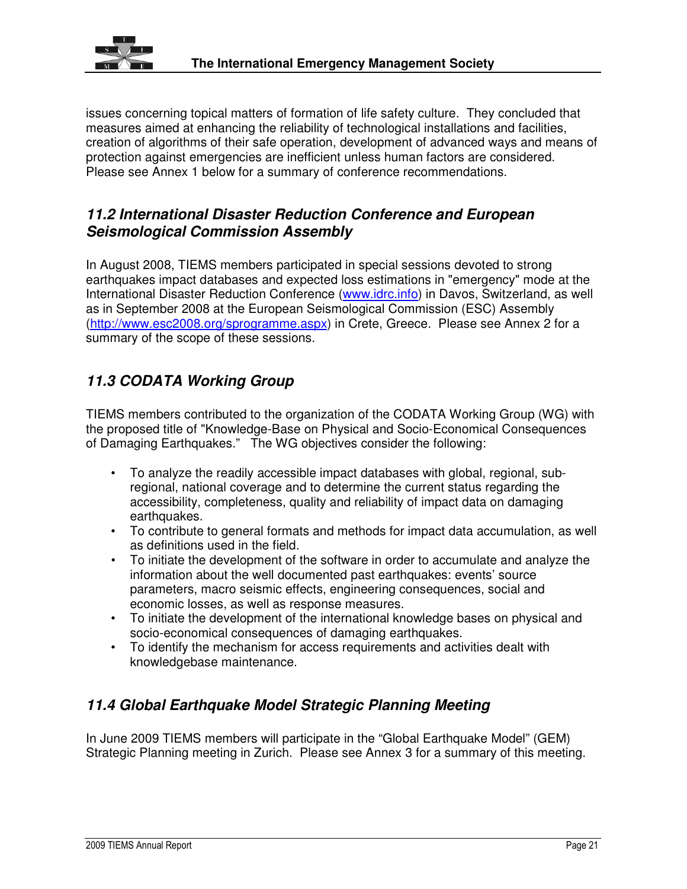issues concerning topical matters of formation of life safety culture. They concluded that measures aimed at enhancing the reliability of technological installations and facilities, creation of algorithms of their safe operation, development of advanced ways and means of protection against emergencies are inefficient unless human factors are considered. Please see Annex 1 below for a summary of conference recommendations.

## *11.2 International Disaster Reduction Conference and European Seismological Commission Assembly*

In August 2008, TIEMS members participated in special sessions devoted to strong earthquakes impact databases and expected loss estimations in "emergency" mode at the International Disaster Reduction Conference (www.idrc.info) in Davos, Switzerland, as well as in September 2008 at the European Seismological Commission (ESC) Assembly (http://www.esc2008.org/sprogramme.aspx) in Crete, Greece. Please see Annex 2 for a summary of the scope of these sessions.

## *11.3 CODATA Working Group*

TIEMS members contributed to the organization of the CODATA Working Group (WG) with the proposed title of "Knowledge-Base on Physical and Socio-Economical Consequences of Damaging Earthquakes." The WG objectives consider the following:

- To analyze the readily accessible impact databases with global, regional, sub-regional, national coverage and to determine the current status regarding the accessibility, completeness, quality and reliability of impact data on damaging earthquakes.
- To contribute to general formats and methods for impact data accumulation, as well as definitions used in the field.
- To initiate the development of the software in order to accumulate and analyze the information about the well documented past earthquakes: events' source parameters, macro seismic effects, engineering consequences, social and economic losses, as well as response measures.
- To initiate the development of the international knowledge bases on physical and socio-economical consequences of damaging earthquakes.
- To identify the mechanism for access requirements and activities dealt with knowledgebase maintenance.

## *11.4 Global Earthquake Model Strategic Planning Meeting*

In June 2009 TIEMS members will participate in the "Global Earthquake Model" (GEM) Strategic Planning meeting in Zurich. Please see Annex 3 for a summary of this meeting.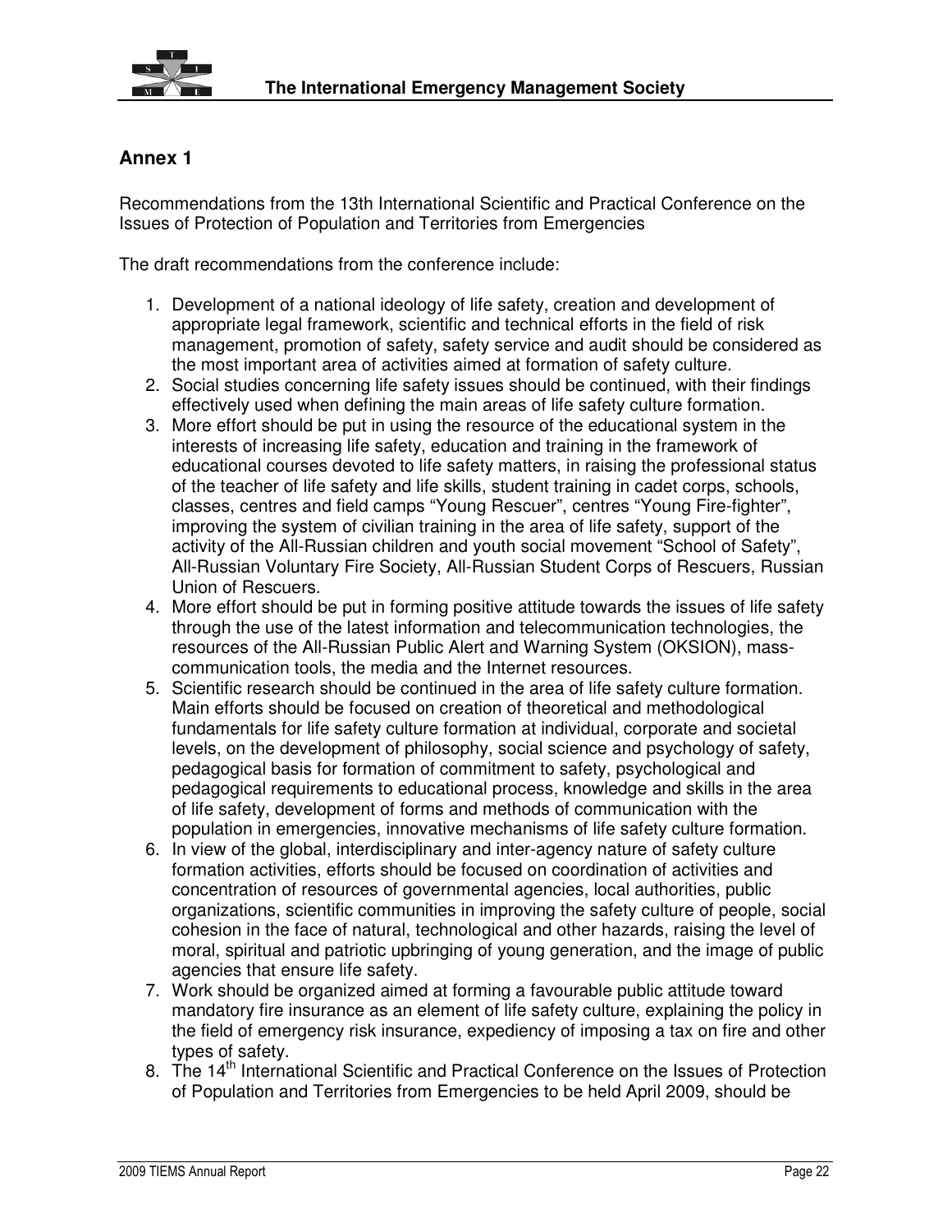## Annex 1

Recommendations from the 13th International Scientific and Practical Conference on the Issues of Protection of Population and Territories from Emergencies

The draft recommendations from the conference include:

1. Development of a national ideology of life safety, creation and development of appropriate legal framework, scientific and technical efforts in the field of risk management, promotion of safety, safety service and audit should be considered as the most important area of activities aimed at formation of safety culture.
2. Social studies concerning life safety issues should be continued, with their findings effectively used when defining the main areas of life safety culture formation.
3. More effort should be put in using the resource of the educational system in the interests of increasing life safety, education and training in the framework of educational courses devoted to life safety matters, in raising the professional status of the teacher of life safety and life skills, student training in cadet corps, schools, classes, centres and field camps "Young Rescuer", centres "Young Fire-fighter", improving the system of civilian training in the area of life safety, support of the activity of the All-Russian children and youth social movement "School of Safety", All-Russian Voluntary Fire Society, All-Russian Student Corps of Rescuers, Russian Union of Rescuers.
4. More effort should be put in forming positive attitude towards the issues of life safety through the use of the latest information and telecommunication technologies, the resources of the All-Russian Public Alert and Warning System (OKSION), mass-communication tools, the media and the Internet resources.
5. Scientific research should be continued in the area of life safety culture formation. Main efforts should be focused on creation of theoretical and methodological fundamentals for life safety culture formation at individual, corporate and societal levels, on the development of philosophy, social science and psychology of safety, pedagogical basis for formation of commitment to safety, psychological and pedagogical requirements to educational process, knowledge and skills in the area of life safety, development of forms and methods of communication with the population in emergencies, innovative mechanisms of life safety culture formation.
6. In view of the global, interdisciplinary and inter-agency nature of safety culture formation activities, efforts should be focused on coordination of activities and concentration of resources of governmental agencies, local authorities, public organizations, scientific communities in improving the safety culture of people, social cohesion in the face of natural, technological and other hazards, raising the level of moral, spiritual and patriotic upbringing of young generation, and the image of public agencies that ensure life safety.
7. Work should be organized aimed at forming a favourable public attitude toward mandatory fire insurance as an element of life safety culture, explaining the policy in the field of emergency risk insurance, expediency of imposing a tax on fire and other types of safety.
8. The 14th International Scientific and Practical Conference on the Issues of Protection of Population and Territories from Emergencies to be held April 2009, should be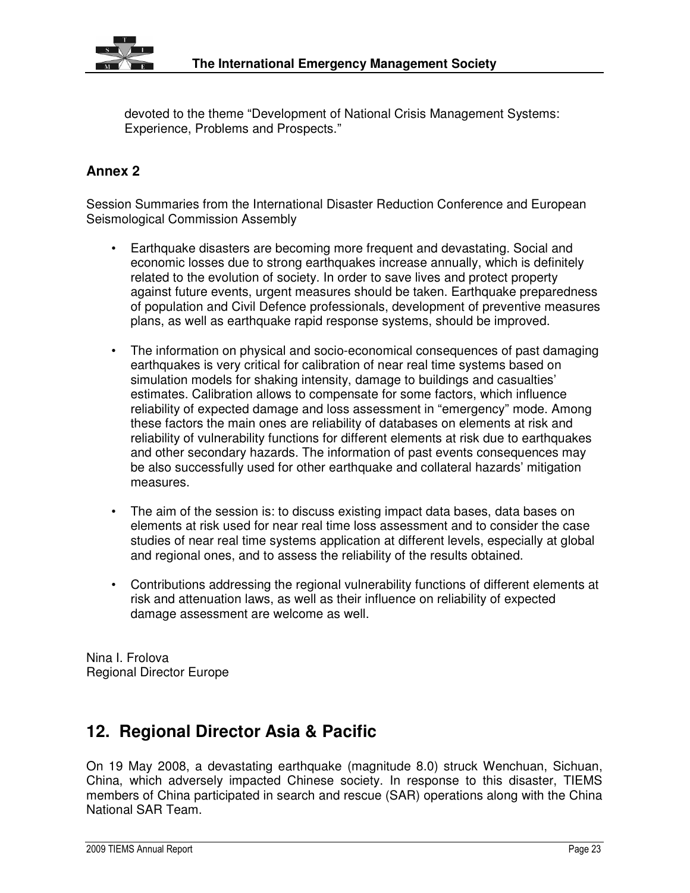devoted to the theme "Development of National Crisis Management Systems: Experience, Problems and Prospects."

### Annex 2

Session Summaries from the International Disaster Reduction Conference and European Seismological Commission Assembly

- Earthquake disasters are becoming more frequent and devastating. Social and economic losses due to strong earthquakes increase annually, which is definitely related to the evolution of society. In order to save lives and protect property against future events, urgent measures should be taken. Earthquake preparedness of population and Civil Defence professionals, development of preventive measures plans, as well as earthquake rapid response systems, should be improved.

- The information on physical and socio-economical consequences of past damaging earthquakes is very critical for calibration of near real time systems based on simulation models for shaking intensity, damage to buildings and casualties' estimates. Calibration allows to compensate for some factors, which influence reliability of expected damage and loss assessment in "emergency" mode. Among these factors the main ones are reliability of databases on elements at risk and reliability of vulnerability functions for different elements at risk due to earthquakes and other secondary hazards. The information of past events consequences may be also successfully used for other earthquake and collateral hazards' mitigation measures.

- The aim of the session is: to discuss existing impact data bases, data bases on elements at risk used for near real time loss assessment and to consider the case studies of near real time systems application at different levels, especially at global and regional ones, and to assess the reliability of the results obtained.

- Contributions addressing the regional vulnerability functions of different elements at risk and attenuation laws, as well as their influence on reliability of expected damage assessment are welcome as well.

Nina I. Frolova
Regional Director Europe

## 12. Regional Director Asia & Pacific

On 19 May 2008, a devastating earthquake (magnitude 8.0) struck Wenchuan, Sichuan, China, which adversely impacted Chinese society. In response to this disaster, TIEMS members of China participated in search and rescue (SAR) operations along with the China National SAR Team.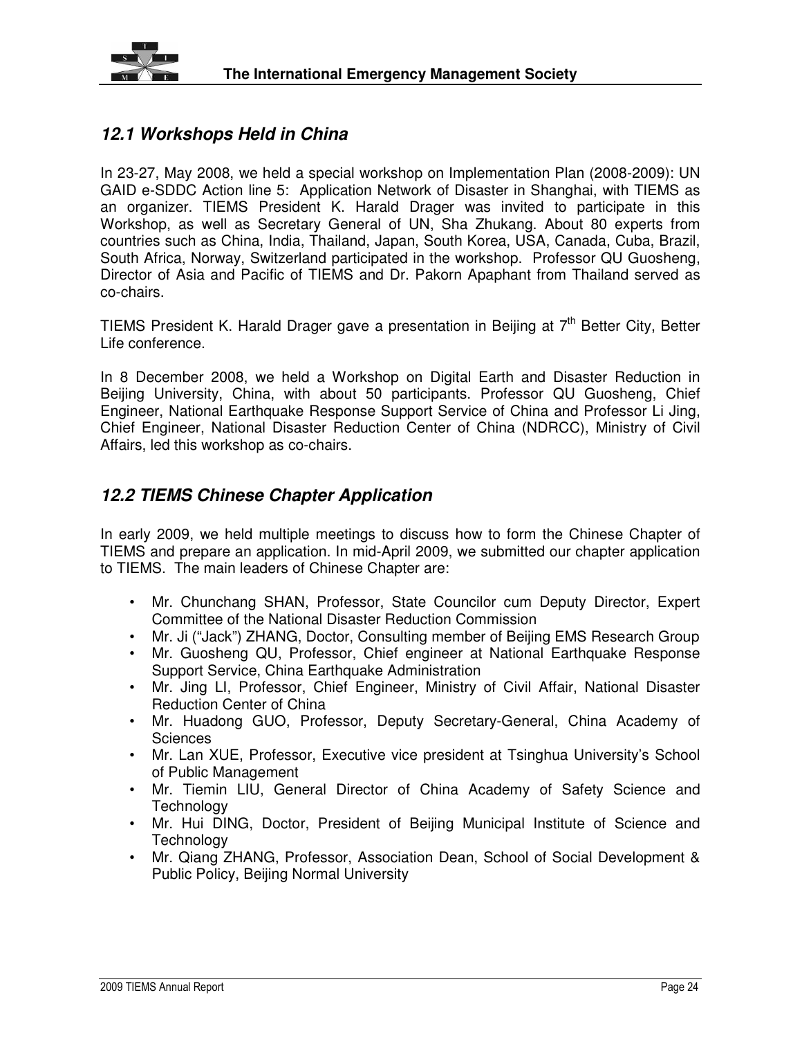## *12.1 Workshops Held in China*

In 23-27, May 2008, we held a special workshop on Implementation Plan (2008-2009): UN GAID e-SDDC Action line 5: Application Network of Disaster in Shanghai, with TIEMS as an organizer. TIEMS President K. Harald Drager was invited to participate in this Workshop, as well as Secretary General of UN, Sha Zhukang. About 80 experts from countries such as China, India, Thailand, Japan, South Korea, USA, Canada, Cuba, Brazil, South Africa, Norway, Switzerland participated in the workshop. Professor QU Guosheng, Director of Asia and Pacific of TIEMS and Dr. Pakorn Apaphant from Thailand served as co-chairs.

TIEMS President K. Harald Drager gave a presentation in Beijing at 7th Better City, Better Life conference.

In 8 December 2008, we held a Workshop on Digital Earth and Disaster Reduction in Beijing University, China, with about 50 participants. Professor QU Guosheng, Chief Engineer, National Earthquake Response Support Service of China and Professor Li Jing, Chief Engineer, National Disaster Reduction Center of China (NDRCC), Ministry of Civil Affairs, led this workshop as co-chairs.

## *12.2 TIEMS Chinese Chapter Application*

In early 2009, we held multiple meetings to discuss how to form the Chinese Chapter of TIEMS and prepare an application. In mid-April 2009, we submitted our chapter application to TIEMS. The main leaders of Chinese Chapter are:

- Mr. Chunchang SHAN, Professor, State Councilor cum Deputy Director, Expert Committee of the National Disaster Reduction Commission
- Mr. Ji ("Jack") ZHANG, Doctor, Consulting member of Beijing EMS Research Group
- Mr. Guosheng QU, Professor, Chief engineer at National Earthquake Response Support Service, China Earthquake Administration
- Mr. Jing LI, Professor, Chief Engineer, Ministry of Civil Affair, National Disaster Reduction Center of China
- Mr. Huadong GUO, Professor, Deputy Secretary-General, China Academy of Sciences
- Mr. Lan XUE, Professor, Executive vice president at Tsinghua University's School of Public Management
- Mr. Tiemin LIU, General Director of China Academy of Safety Science and Technology
- Mr. Hui DING, Doctor, President of Beijing Municipal Institute of Science and Technology
- Mr. Qiang ZHANG, Professor, Association Dean, School of Social Development & Public Policy, Beijing Normal University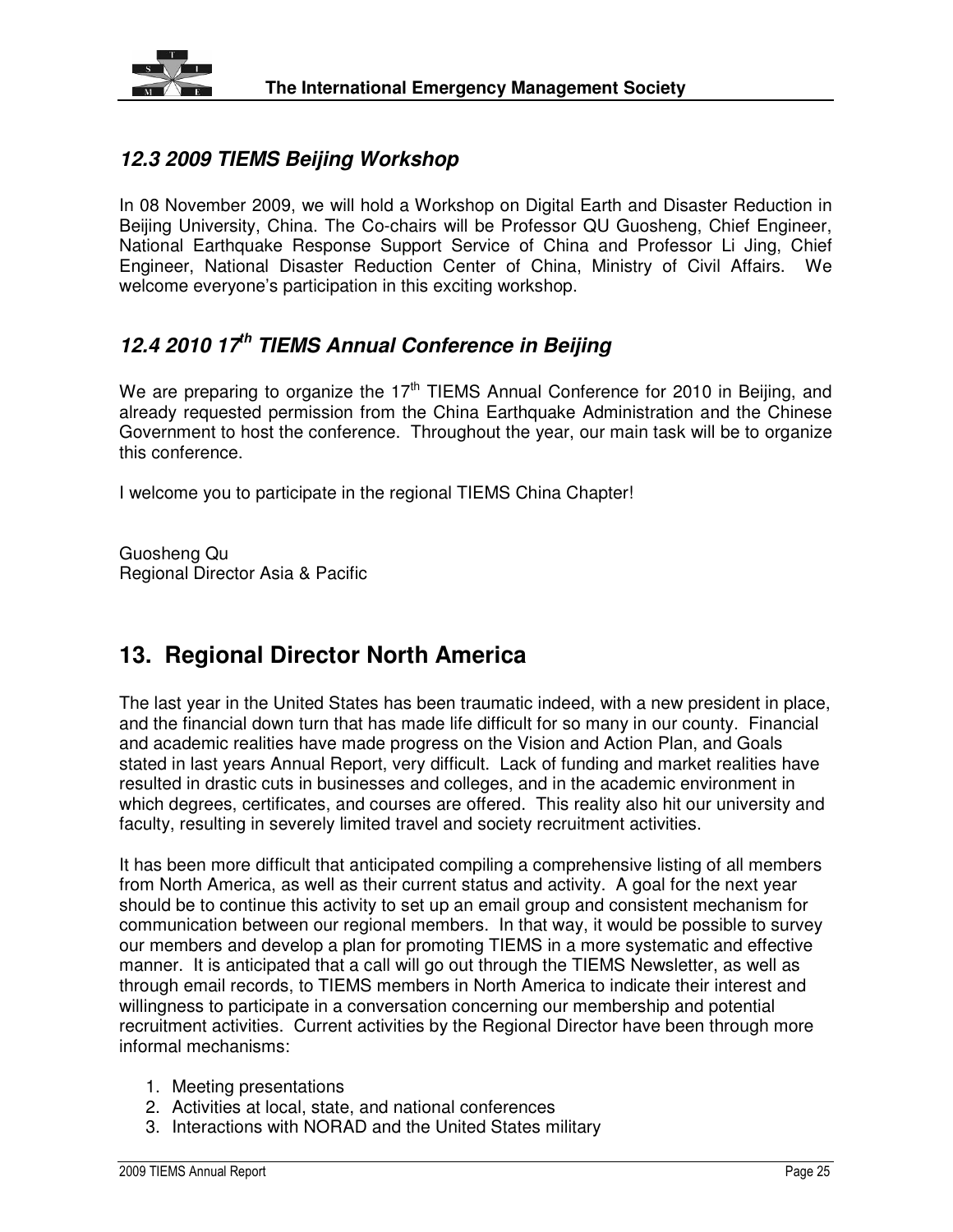### *12.3 2009 TIEMS Beijing Workshop*

In 08 November 2009, we will hold a Workshop on Digital Earth and Disaster Reduction in Beijing University, China. The Co-chairs will be Professor QU Guosheng, Chief Engineer, National Earthquake Response Support Service of China and Professor Li Jing, Chief Engineer, National Disaster Reduction Center of China, Ministry of Civil Affairs. We welcome everyone's participation in this exciting workshop.

### *12.4 2010 17th TIEMS Annual Conference in Beijing*

We are preparing to organize the 17th TIEMS Annual Conference for 2010 in Beijing, and already requested permission from the China Earthquake Administration and the Chinese Government to host the conference. Throughout the year, our main task will be to organize this conference.

I welcome you to participate in the regional TIEMS China Chapter!

Guosheng Qu
Regional Director Asia & Pacific

## 13. Regional Director North America

The last year in the United States has been traumatic indeed, with a new president in place, and the financial down turn that has made life difficult for so many in our county. Financial and academic realities have made progress on the Vision and Action Plan, and Goals stated in last years Annual Report, very difficult. Lack of funding and market realities have resulted in drastic cuts in businesses and colleges, and in the academic environment in which degrees, certificates, and courses are offered. This reality also hit our university and faculty, resulting in severely limited travel and society recruitment activities.

It has been more difficult that anticipated compiling a comprehensive listing of all members from North America, as well as their current status and activity. A goal for the next year should be to continue this activity to set up an email group and consistent mechanism for communication between our regional members. In that way, it would be possible to survey our members and develop a plan for promoting TIEMS in a more systematic and effective manner. It is anticipated that a call will go out through the TIEMS Newsletter, as well as through email records, to TIEMS members in North America to indicate their interest and willingness to participate in a conversation concerning our membership and potential recruitment activities. Current activities by the Regional Director have been through more informal mechanisms:

1. Meeting presentations
2. Activities at local, state, and national conferences
3. Interactions with NORAD and the United States military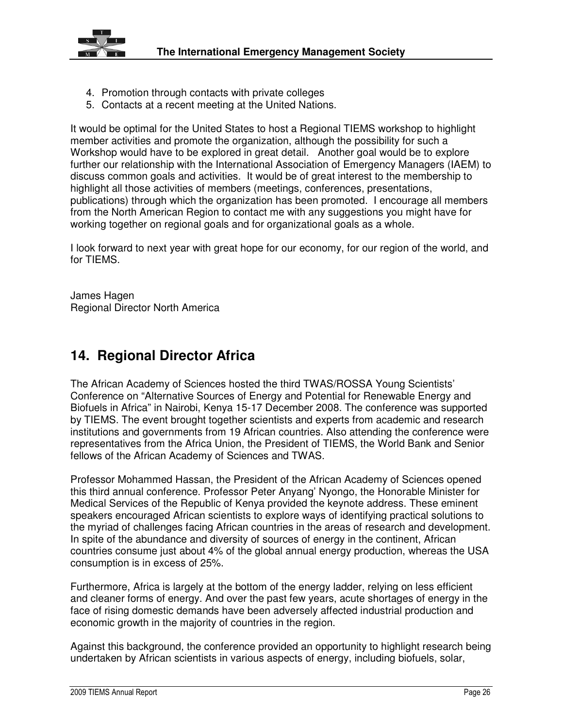4. Promotion through contacts with private colleges
5. Contacts at a recent meeting at the United Nations.

It would be optimal for the United States to host a Regional TIEMS workshop to highlight member activities and promote the organization, although the possibility for such a Workshop would have to be explored in great detail. Another goal would be to explore further our relationship with the International Association of Emergency Managers (IAEM) to discuss common goals and activities. It would be of great interest to the membership to highlight all those activities of members (meetings, conferences, presentations, publications) through which the organization has been promoted. I encourage all members from the North American Region to contact me with any suggestions you might have for working together on regional goals and for organizational goals as a whole.

I look forward to next year with great hope for our economy, for our region of the world, and for TIEMS.

James Hagen
Regional Director North America

## 14. Regional Director Africa

The African Academy of Sciences hosted the third TWAS/ROSSA Young Scientists' Conference on "Alternative Sources of Energy and Potential for Renewable Energy and Biofuels in Africa" in Nairobi, Kenya 15-17 December 2008. The conference was supported by TIEMS. The event brought together scientists and experts from academic and research institutions and governments from 19 African countries. Also attending the conference were representatives from the Africa Union, the President of TIEMS, the World Bank and Senior fellows of the African Academy of Sciences and TWAS.

Professor Mohammed Hassan, the President of the African Academy of Sciences opened this third annual conference. Professor Peter Anyang' Nyongo, the Honorable Minister for Medical Services of the Republic of Kenya provided the keynote address. These eminent speakers encouraged African scientists to explore ways of identifying practical solutions to the myriad of challenges facing African countries in the areas of research and development. In spite of the abundance and diversity of sources of energy in the continent, African countries consume just about 4% of the global annual energy production, whereas the USA consumption is in excess of 25%.

Furthermore, Africa is largely at the bottom of the energy ladder, relying on less efficient and cleaner forms of energy. And over the past few years, acute shortages of energy in the face of rising domestic demands have been adversely affected industrial production and economic growth in the majority of countries in the region.

Against this background, the conference provided an opportunity to highlight research being undertaken by African scientists in various aspects of energy, including biofuels, solar,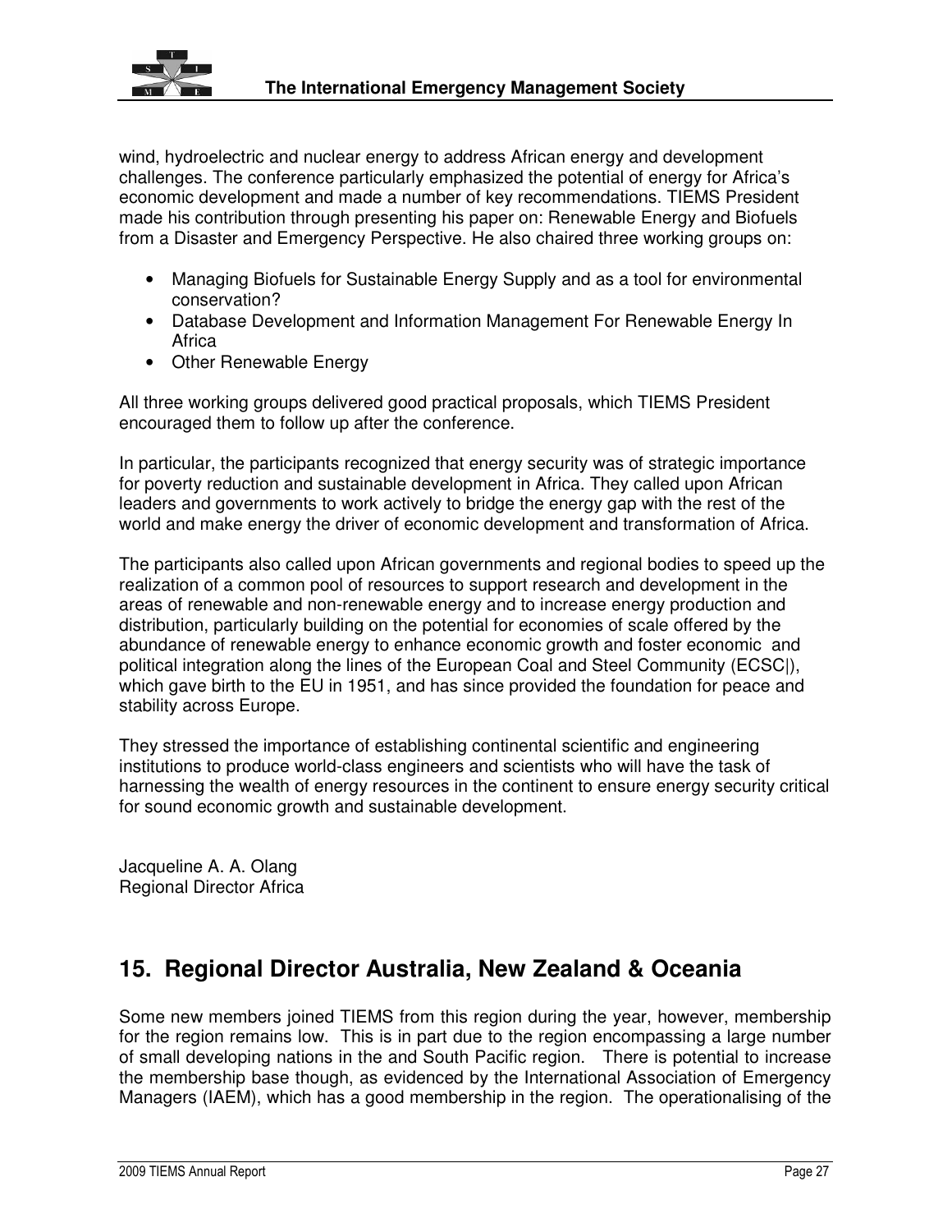wind, hydroelectric and nuclear energy to address African energy and development challenges. The conference particularly emphasized the potential of energy for Africa's economic development and made a number of key recommendations. TIEMS President made his contribution through presenting his paper on: Renewable Energy and Biofuels from a Disaster and Emergency Perspective. He also chaired three working groups on:

- Managing Biofuels for Sustainable Energy Supply and as a tool for environmental conservation?
- Database Development and Information Management For Renewable Energy In Africa
- Other Renewable Energy

All three working groups delivered good practical proposals, which TIEMS President encouraged them to follow up after the conference.

In particular, the participants recognized that energy security was of strategic importance for poverty reduction and sustainable development in Africa. They called upon African leaders and governments to work actively to bridge the energy gap with the rest of the world and make energy the driver of economic development and transformation of Africa.

The participants also called upon African governments and regional bodies to speed up the realization of a common pool of resources to support research and development in the areas of renewable and non-renewable energy and to increase energy production and distribution, particularly building on the potential for economies of scale offered by the abundance of renewable energy to enhance economic growth and foster economic and political integration along the lines of the European Coal and Steel Community (ECSC|), which gave birth to the EU in 1951, and has since provided the foundation for peace and stability across Europe.

They stressed the importance of establishing continental scientific and engineering institutions to produce world-class engineers and scientists who will have the task of harnessing the wealth of energy resources in the continent to ensure energy security critical for sound economic growth and sustainable development.

Jacqueline A. A. Olang
Regional Director Africa

## 15. Regional Director Australia, New Zealand & Oceania

Some new members joined TIEMS from this region during the year, however, membership for the region remains low. This is in part due to the region encompassing a large number of small developing nations in the and South Pacific region. There is potential to increase the membership base though, as evidenced by the International Association of Emergency Managers (IAEM), which has a good membership in the region. The operationalising of the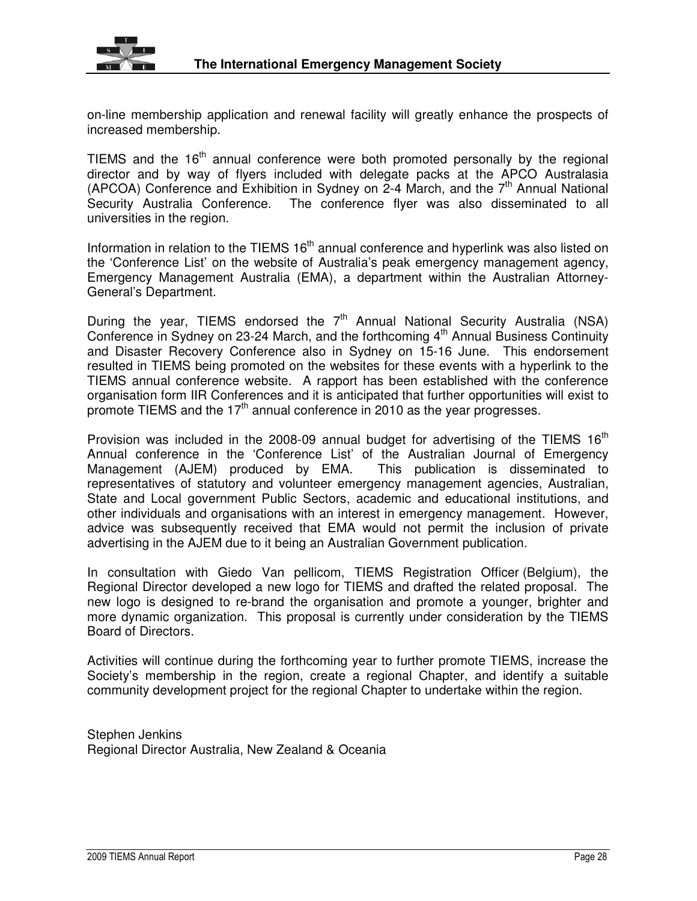on-line membership application and renewal facility will greatly enhance the prospects of increased membership.

TIEMS and the 16th annual conference were both promoted personally by the regional director and by way of flyers included with delegate packs at the APCO Australasia (APCOA) Conference and Exhibition in Sydney on 2-4 March, and the 7th Annual National Security Australia Conference. The conference flyer was also disseminated to all universities in the region.

Information in relation to the TIEMS 16th annual conference and hyperlink was also listed on the 'Conference List' on the website of Australia's peak emergency management agency, Emergency Management Australia (EMA), a department within the Australian Attorney-General's Department.

During the year, TIEMS endorsed the 7th Annual National Security Australia (NSA) Conference in Sydney on 23-24 March, and the forthcoming 4th Annual Business Continuity and Disaster Recovery Conference also in Sydney on 15-16 June. This endorsement resulted in TIEMS being promoted on the websites for these events with a hyperlink to the TIEMS annual conference website. A rapport has been established with the conference organisation form IIR Conferences and it is anticipated that further opportunities will exist to promote TIEMS and the 17th annual conference in 2010 as the year progresses.

Provision was included in the 2008-09 annual budget for advertising of the TIEMS 16th Annual conference in the 'Conference List' of the Australian Journal of Emergency Management (AJEM) produced by EMA. This publication is disseminated to representatives of statutory and volunteer emergency management agencies, Australian, State and Local government Public Sectors, academic and educational institutions, and other individuals and organisations with an interest in emergency management. However, advice was subsequently received that EMA would not permit the inclusion of private advertising in the AJEM due to it being an Australian Government publication.

In consultation with Giedo Van pellicom, TIEMS Registration Officer (Belgium), the Regional Director developed a new logo for TIEMS and drafted the related proposal. The new logo is designed to re-brand the organisation and promote a younger, brighter and more dynamic organization. This proposal is currently under consideration by the TIEMS Board of Directors.

Activities will continue during the forthcoming year to further promote TIEMS, increase the Society's membership in the region, create a regional Chapter, and identify a suitable community development project for the regional Chapter to undertake within the region.

Stephen Jenkins
Regional Director Australia, New Zealand & Oceania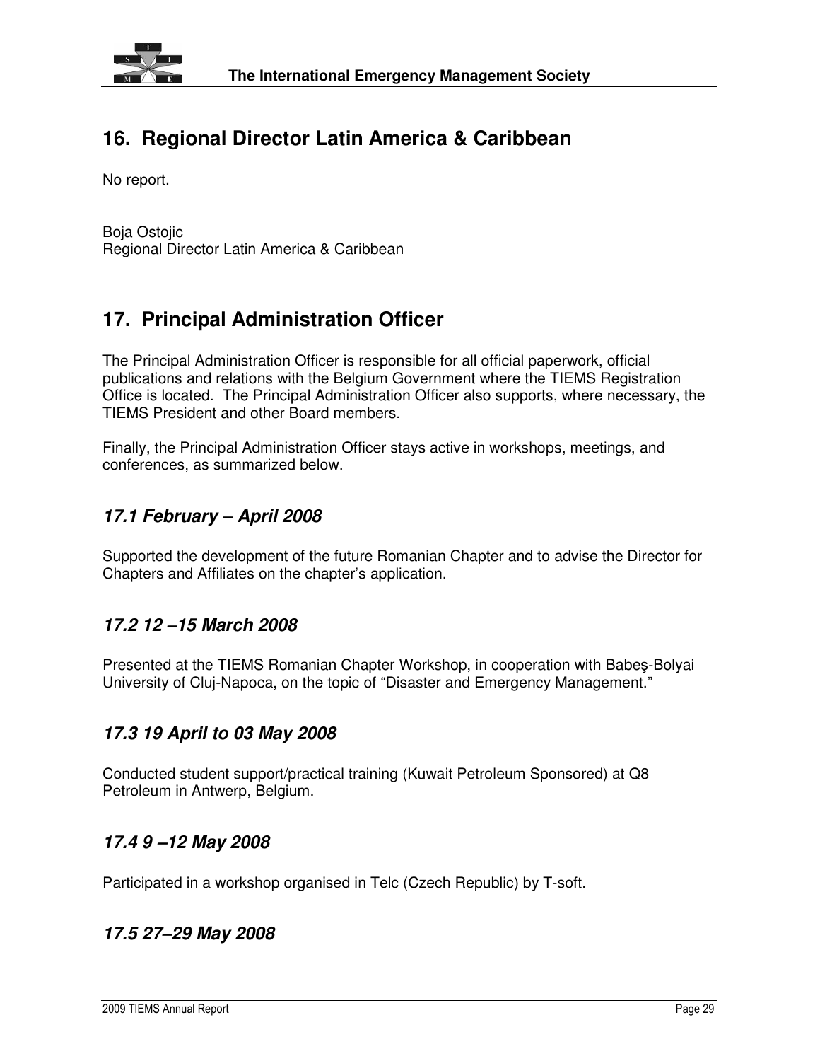## 16. Regional Director Latin America & Caribbean

No report.

Boja Ostojic
Regional Director Latin America & Caribbean

## 17. Principal Administration Officer

The Principal Administration Officer is responsible for all official paperwork, official publications and relations with the Belgium Government where the TIEMS Registration Office is located. The Principal Administration Officer also supports, where necessary, the TIEMS President and other Board members.

Finally, the Principal Administration Officer stays active in workshops, meetings, and conferences, as summarized below.

### *17.1 February – April 2008*

Supported the development of the future Romanian Chapter and to advise the Director for Chapters and Affiliates on the chapter's application.

### *17.2 12 –15 March 2008*

Presented at the TIEMS Romanian Chapter Workshop, in cooperation with Babeş-Bolyai University of Cluj-Napoca, on the topic of "Disaster and Emergency Management."

### *17.3 19 April to 03 May 2008*

Conducted student support/practical training (Kuwait Petroleum Sponsored) at Q8 Petroleum in Antwerp, Belgium.

### *17.4 9 –12 May 2008*

Participated in a workshop organised in Telc (Czech Republic) by T-soft.

### *17.5 27–29 May 2008*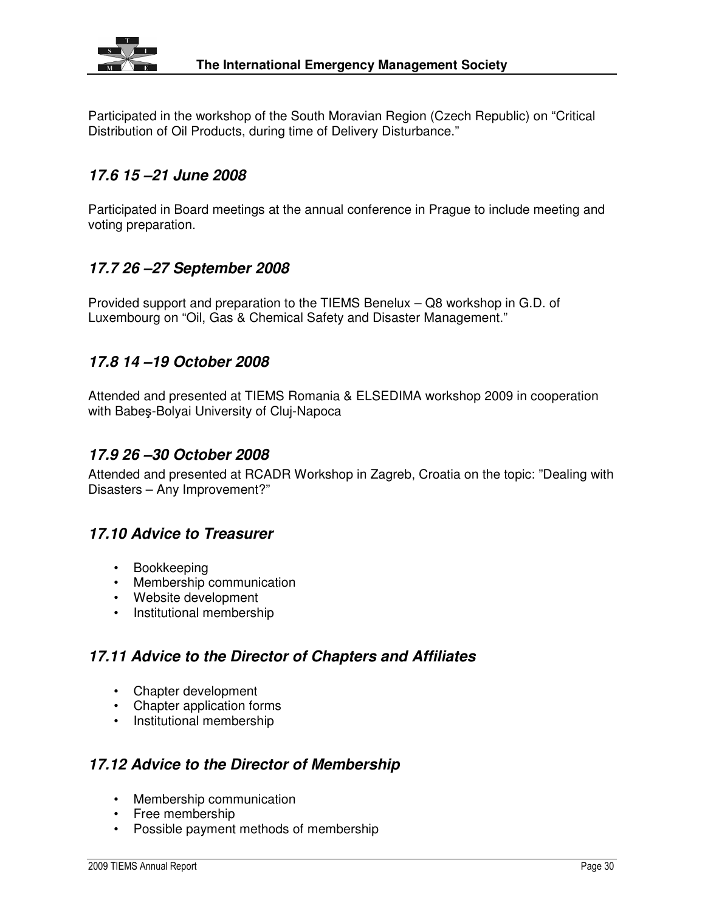Participated in the workshop of the South Moravian Region (Czech Republic) on "Critical Distribution of Oil Products, during time of Delivery Disturbance."

### *17.6 15 –21 June 2008*

Participated in Board meetings at the annual conference in Prague to include meeting and voting preparation.

### *17.7 26 –27 September 2008*

Provided support and preparation to the TIEMS Benelux – Q8 workshop in G.D. of Luxembourg on "Oil, Gas & Chemical Safety and Disaster Management."

### *17.8 14 –19 October 2008*

Attended and presented at TIEMS Romania & ELSEDIMA workshop 2009 in cooperation with Babeş-Bolyai University of Cluj-Napoca

### *17.9 26 –30 October 2008*

Attended and presented at RCADR Workshop in Zagreb, Croatia on the topic: "Dealing with Disasters – Any Improvement?"

### *17.10 Advice to Treasurer*

- Bookkeeping
- Membership communication
- Website development
- Institutional membership

### *17.11 Advice to the Director of Chapters and Affiliates*

- Chapter development
- Chapter application forms
- Institutional membership

### *17.12 Advice to the Director of Membership*

- Membership communication
- Free membership
- Possible payment methods of membership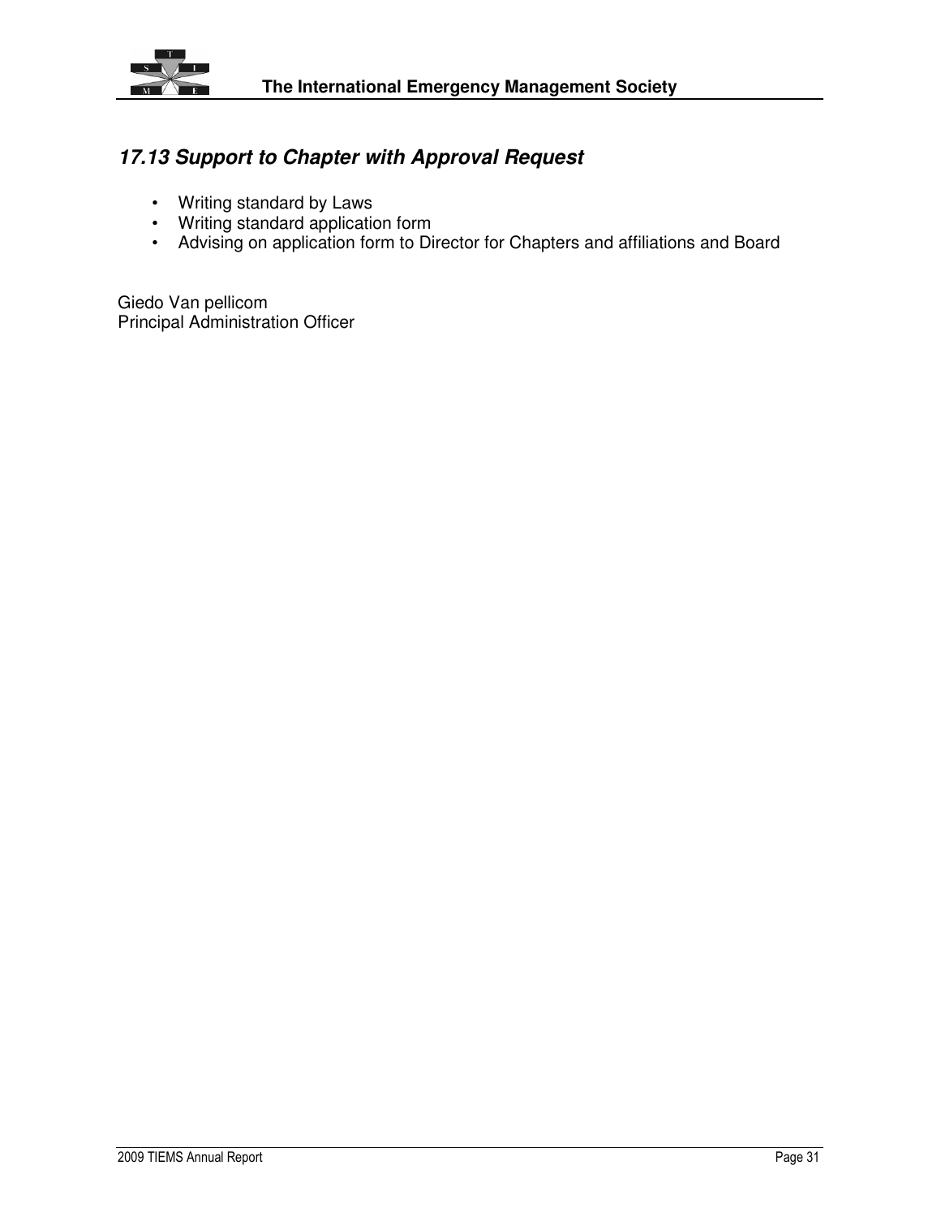### *17.13 Support to Chapter with Approval Request*

- Writing standard by Laws
- Writing standard application form
- Advising on application form to Director for Chapters and affiliations and Board

Giedo Van pellicom
Principal Administration Officer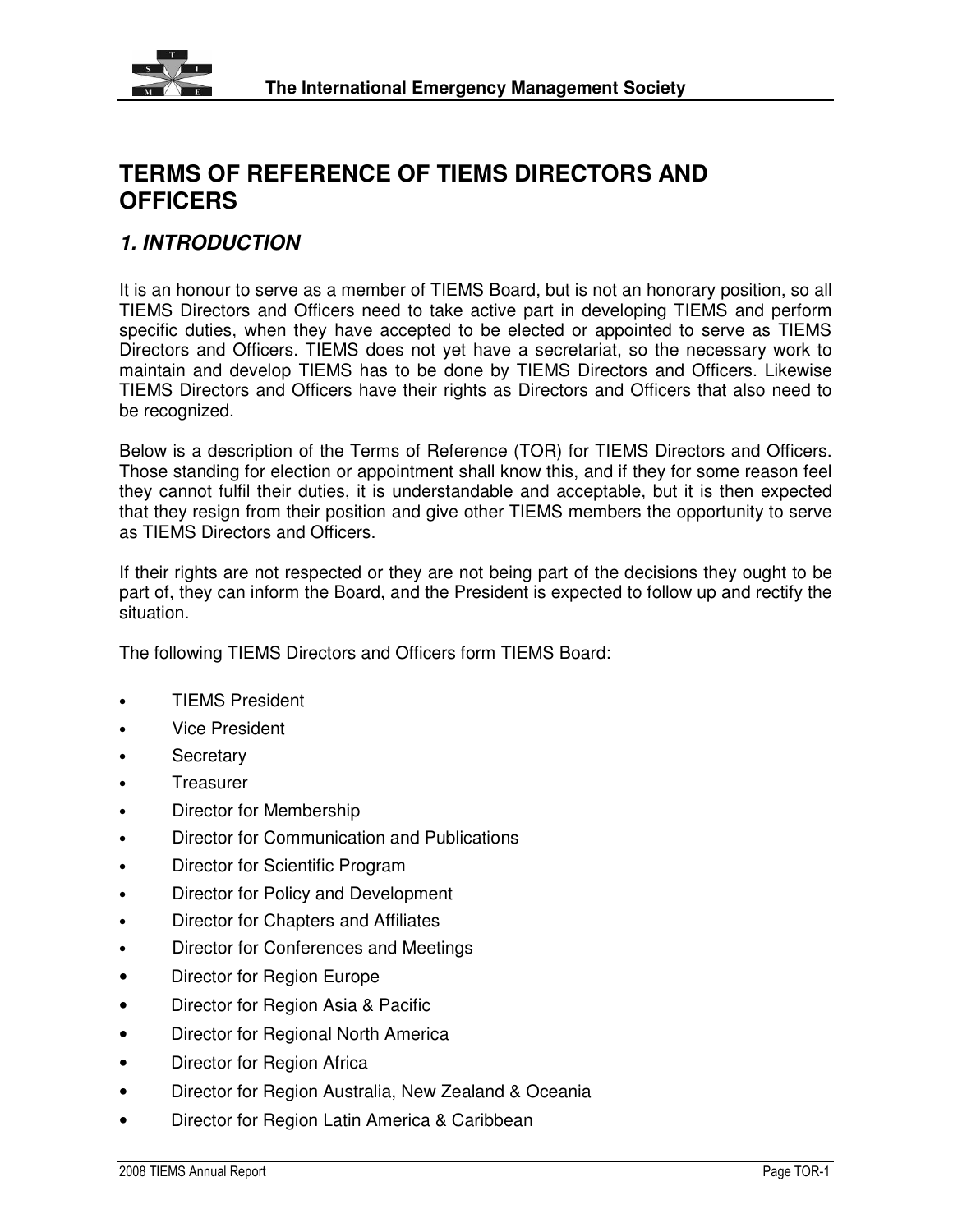# TERMS OF REFERENCE OF TIEMS DIRECTORS AND OFFICERS

## *1. INTRODUCTION*

It is an honour to serve as a member of TIEMS Board, but is not an honorary position, so all TIEMS Directors and Officers need to take active part in developing TIEMS and perform specific duties, when they have accepted to be elected or appointed to serve as TIEMS Directors and Officers. TIEMS does not yet have a secretariat, so the necessary work to maintain and develop TIEMS has to be done by TIEMS Directors and Officers. Likewise TIEMS Directors and Officers have their rights as Directors and Officers that also need to be recognized.

Below is a description of the Terms of Reference (TOR) for TIEMS Directors and Officers. Those standing for election or appointment shall know this, and if they for some reason feel they cannot fulfil their duties, it is understandable and acceptable, but it is then expected that they resign from their position and give other TIEMS members the opportunity to serve as TIEMS Directors and Officers.

If their rights are not respected or they are not being part of the decisions they ought to be part of, they can inform the Board, and the President is expected to follow up and rectify the situation.

The following TIEMS Directors and Officers form TIEMS Board:

- TIEMS President
- Vice President
- Secretary
- Treasurer
- Director for Membership
- Director for Communication and Publications
- Director for Scientific Program
- Director for Policy and Development
- Director for Chapters and Affiliates
- Director for Conferences and Meetings
- Director for Region Europe
- Director for Region Asia & Pacific
- Director for Regional North America
- Director for Region Africa
- Director for Region Australia, New Zealand & Oceania
- Director for Region Latin America & Caribbean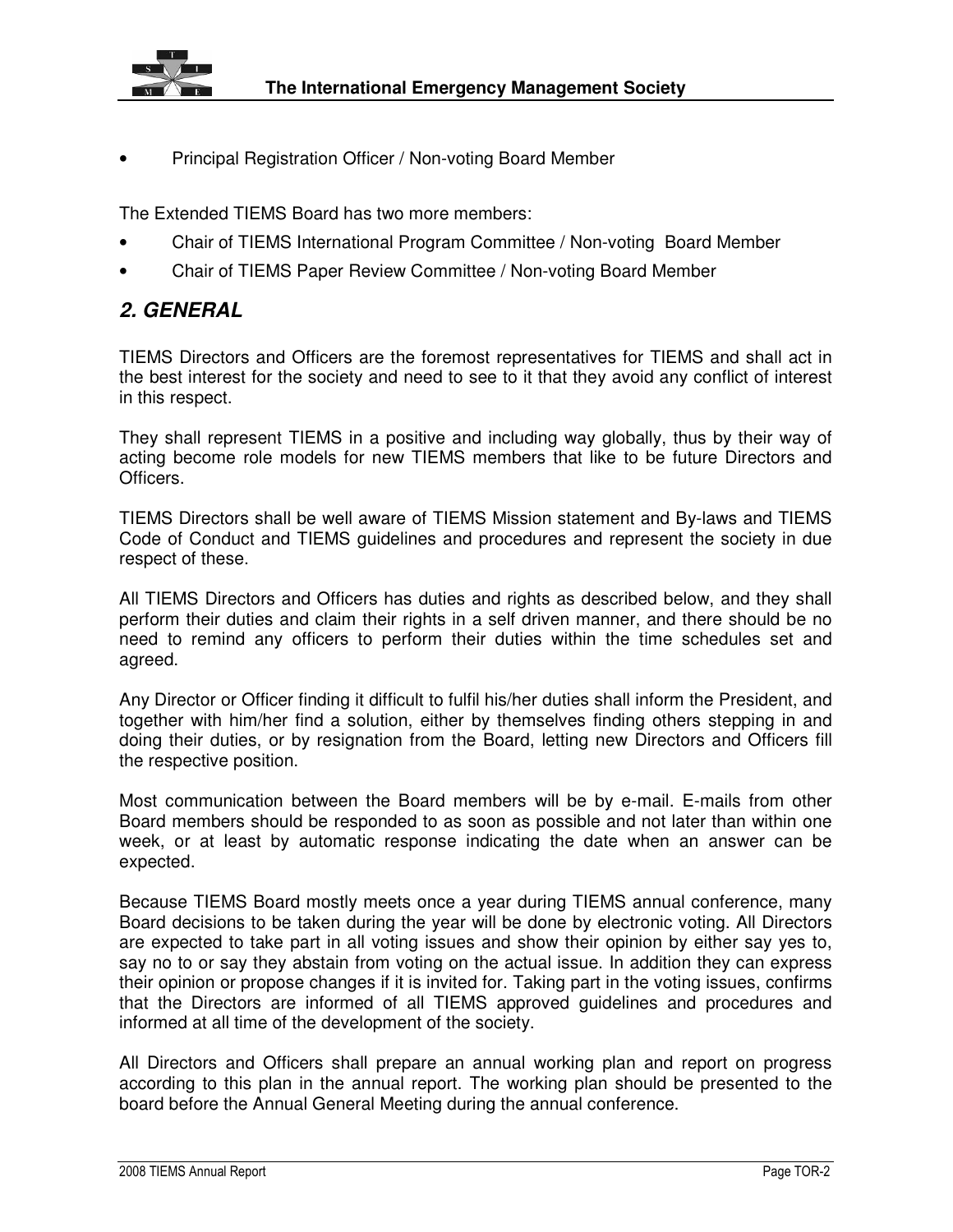- Principal Registration Officer / Non-voting Board Member

The Extended TIEMS Board has two more members:

- Chair of TIEMS International Program Committee / Non-voting  Board Member
- Chair of TIEMS Paper Review Committee / Non-voting Board Member

## *2. GENERAL*

TIEMS Directors and Officers are the foremost representatives for TIEMS and shall act in the best interest for the society and need to see to it that they avoid any conflict of interest in this respect.

They shall represent TIEMS in a positive and including way globally, thus by their way of acting become role models for new TIEMS members that like to be future Directors and Officers.

TIEMS Directors shall be well aware of TIEMS Mission statement and By-laws and TIEMS Code of Conduct and TIEMS guidelines and procedures and represent the society in due respect of these.

All TIEMS Directors and Officers has duties and rights as described below, and they shall perform their duties and claim their rights in a self driven manner, and there should be no need to remind any officers to perform their duties within the time schedules set and agreed.

Any Director or Officer finding it difficult to fulfil his/her duties shall inform the President, and together with him/her find a solution, either by themselves finding others stepping in and doing their duties, or by resignation from the Board, letting new Directors and Officers fill the respective position.

Most communication between the Board members will be by e-mail. E-mails from other Board members should be responded to as soon as possible and not later than within one week, or at least by automatic response indicating the date when an answer can be expected.

Because TIEMS Board mostly meets once a year during TIEMS annual conference, many Board decisions to be taken during the year will be done by electronic voting. All Directors are expected to take part in all voting issues and show their opinion by either say yes to, say no to or say they abstain from voting on the actual issue. In addition they can express their opinion or propose changes if it is invited for. Taking part in the voting issues, confirms that the Directors are informed of all TIEMS approved guidelines and procedures and informed at all time of the development of the society.

All Directors and Officers shall prepare an annual working plan and report on progress according to this plan in the annual report. The working plan should be presented to the board before the Annual General Meeting during the annual conference.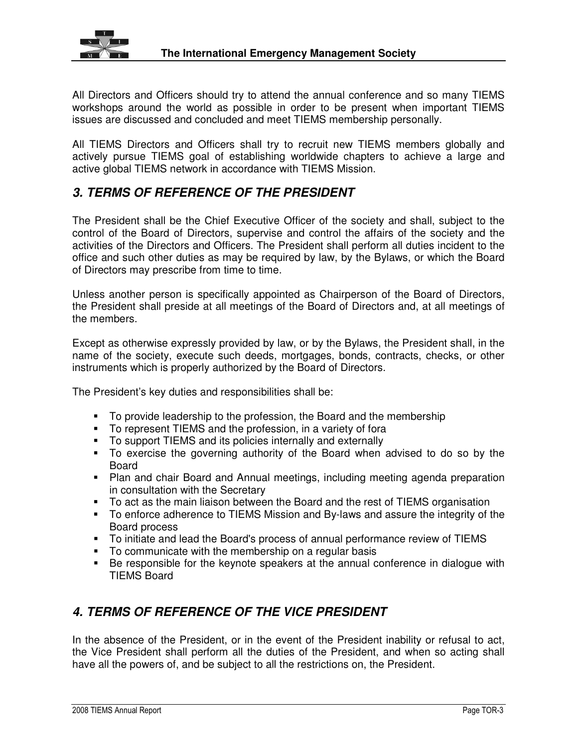All Directors and Officers should try to attend the annual conference and so many TIEMS workshops around the world as possible in order to be present when important TIEMS issues are discussed and concluded and meet TIEMS membership personally.

All TIEMS Directors and Officers shall try to recruit new TIEMS members globally and actively pursue TIEMS goal of establishing worldwide chapters to achieve a large and active global TIEMS network in accordance with TIEMS Mission.

## *3. TERMS OF REFERENCE OF THE PRESIDENT*

The President shall be the Chief Executive Officer of the society and shall, subject to the control of the Board of Directors, supervise and control the affairs of the society and the activities of the Directors and Officers. The President shall perform all duties incident to the office and such other duties as may be required by law, by the Bylaws, or which the Board of Directors may prescribe from time to time.

Unless another person is specifically appointed as Chairperson of the Board of Directors, the President shall preside at all meetings of the Board of Directors and, at all meetings of the members.

Except as otherwise expressly provided by law, or by the Bylaws, the President shall, in the name of the society, execute such deeds, mortgages, bonds, contracts, checks, or other instruments which is properly authorized by the Board of Directors.

The President's key duties and responsibilities shall be:

- To provide leadership to the profession, the Board and the membership
- To represent TIEMS and the profession, in a variety of fora
- To support TIEMS and its policies internally and externally
- To exercise the governing authority of the Board when advised to do so by the Board
- Plan and chair Board and Annual meetings, including meeting agenda preparation in consultation with the Secretary
- To act as the main liaison between the Board and the rest of TIEMS organisation
- To enforce adherence to TIEMS Mission and By-laws and assure the integrity of the Board process
- To initiate and lead the Board's process of annual performance review of TIEMS
- To communicate with the membership on a regular basis
- Be responsible for the keynote speakers at the annual conference in dialogue with TIEMS Board

## *4. TERMS OF REFERENCE OF THE VICE PRESIDENT*

In the absence of the President, or in the event of the President inability or refusal to act, the Vice President shall perform all the duties of the President, and when so acting shall have all the powers of, and be subject to all the restrictions on, the President.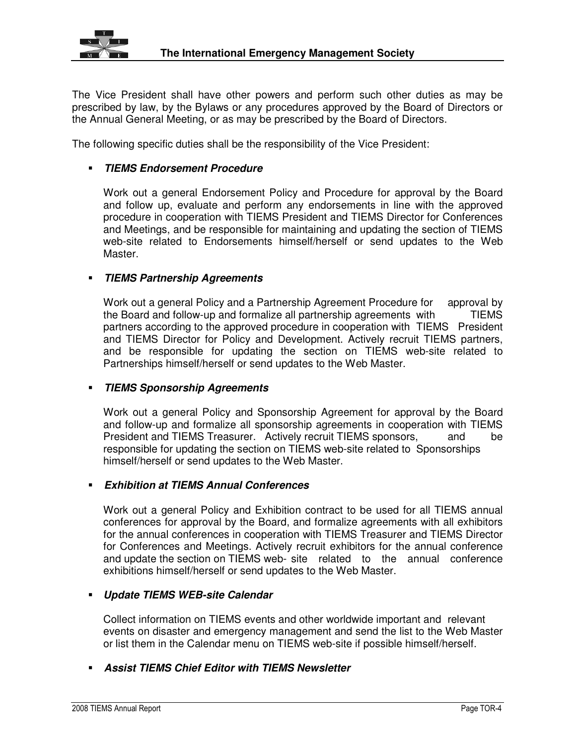The Vice President shall have other powers and perform such other duties as may be prescribed by law, by the Bylaws or any procedures approved by the Board of Directors or the Annual General Meeting, or as may be prescribed by the Board of Directors.

The following specific duties shall be the responsibility of the Vice President:

- ***TIEMS Endorsement Procedure***

  Work out a general Endorsement Policy and Procedure for approval by the Board and follow up, evaluate and perform any endorsements in line with the approved procedure in cooperation with TIEMS President and TIEMS Director for Conferences and Meetings, and be responsible for maintaining and updating the section of TIEMS web-site related to Endorsements himself/herself or send updates to the Web Master.

- ***TIEMS Partnership Agreements***

  Work out a general Policy and a Partnership Agreement Procedure for approval by the Board and follow-up and formalize all partnership agreements with TIEMS partners according to the approved procedure in cooperation with TIEMS President and TIEMS Director for Policy and Development. Actively recruit TIEMS partners, and be responsible for updating the section on TIEMS web-site related to Partnerships himself/herself or send updates to the Web Master.

- ***TIEMS Sponsorship Agreements***

  Work out a general Policy and Sponsorship Agreement for approval by the Board and follow-up and formalize all sponsorship agreements in cooperation with TIEMS President and TIEMS Treasurer. Actively recruit TIEMS sponsors, and be responsible for updating the section on TIEMS web-site related to Sponsorships himself/herself or send updates to the Web Master.

- ***Exhibition at TIEMS Annual Conferences***

  Work out a general Policy and Exhibition contract to be used for all TIEMS annual conferences for approval by the Board, and formalize agreements with all exhibitors for the annual conferences in cooperation with TIEMS Treasurer and TIEMS Director for Conferences and Meetings. Actively recruit exhibitors for the annual conference and update the section on TIEMS web- site related to the annual conference exhibitions himself/herself or send updates to the Web Master.

- ***Update TIEMS WEB-site Calendar***

  Collect information on TIEMS events and other worldwide important and relevant events on disaster and emergency management and send the list to the Web Master or list them in the Calendar menu on TIEMS web-site if possible himself/herself.

- ***Assist TIEMS Chief Editor with TIEMS Newsletter***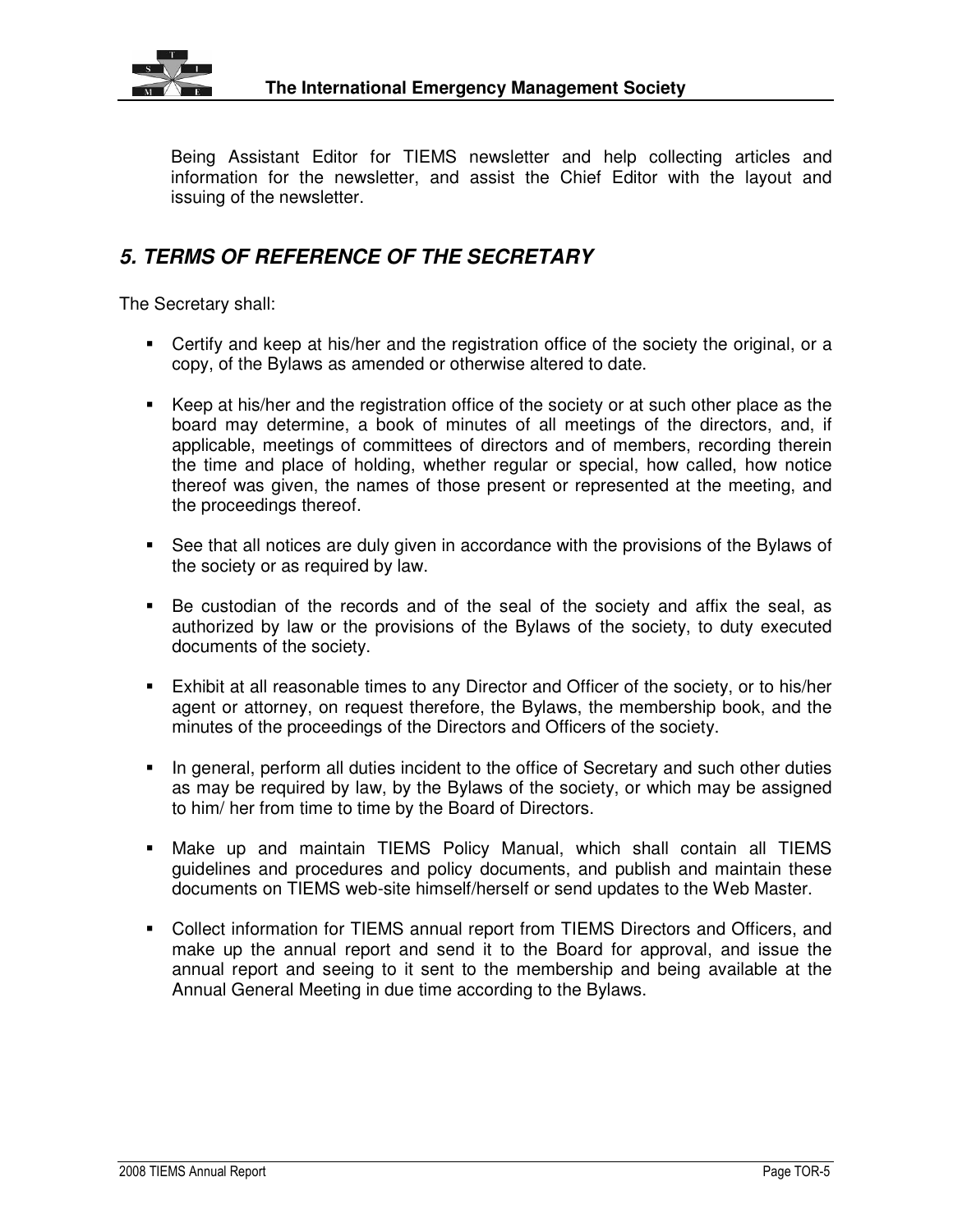Being Assistant Editor for TIEMS newsletter and help collecting articles and information for the newsletter, and assist the Chief Editor with the layout and issuing of the newsletter.

## *5. TERMS OF REFERENCE OF THE SECRETARY*

The Secretary shall:

- Certify and keep at his/her and the registration office of the society the original, or a copy, of the Bylaws as amended or otherwise altered to date.
- Keep at his/her and the registration office of the society or at such other place as the board may determine, a book of minutes of all meetings of the directors, and, if applicable, meetings of committees of directors and of members, recording therein the time and place of holding, whether regular or special, how called, how notice thereof was given, the names of those present or represented at the meeting, and the proceedings thereof.
- See that all notices are duly given in accordance with the provisions of the Bylaws of the society or as required by law.
- Be custodian of the records and of the seal of the society and affix the seal, as authorized by law or the provisions of the Bylaws of the society, to duty executed documents of the society.
- Exhibit at all reasonable times to any Director and Officer of the society, or to his/her agent or attorney, on request therefore, the Bylaws, the membership book, and the minutes of the proceedings of the Directors and Officers of the society.
- In general, perform all duties incident to the office of Secretary and such other duties as may be required by law, by the Bylaws of the society, or which may be assigned to him/ her from time to time by the Board of Directors.
- Make up and maintain TIEMS Policy Manual, which shall contain all TIEMS guidelines and procedures and policy documents, and publish and maintain these documents on TIEMS web-site himself/herself or send updates to the Web Master.
- Collect information for TIEMS annual report from TIEMS Directors and Officers, and make up the annual report and send it to the Board for approval, and issue the annual report and seeing to it sent to the membership and being available at the Annual General Meeting in due time according to the Bylaws.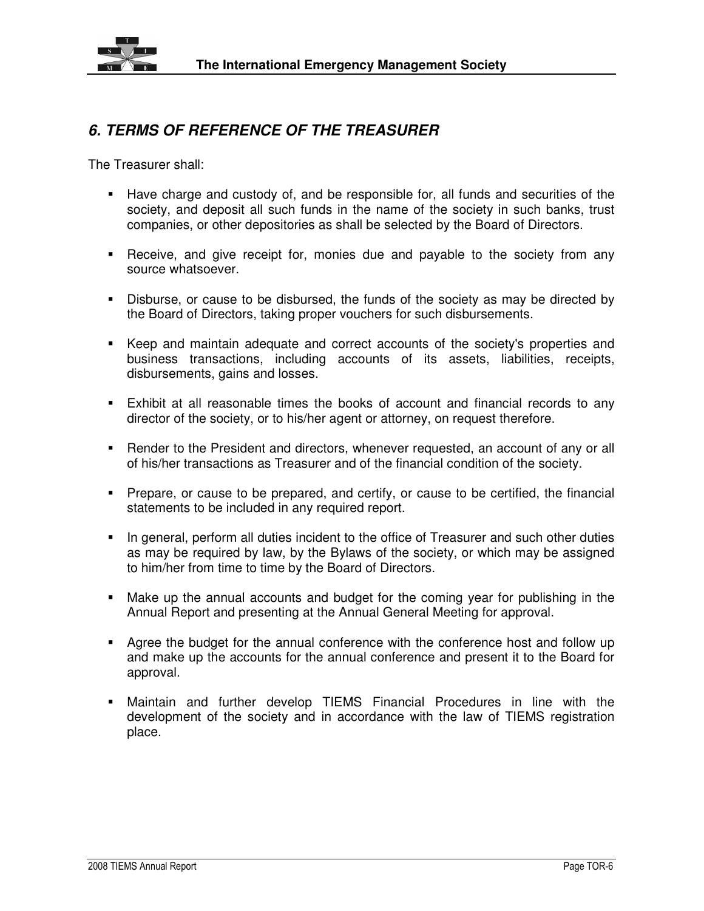## *6. TERMS OF REFERENCE OF THE TREASURER*

The Treasurer shall:

- Have charge and custody of, and be responsible for, all funds and securities of the society, and deposit all such funds in the name of the society in such banks, trust companies, or other depositories as shall be selected by the Board of Directors.

- Receive, and give receipt for, monies due and payable to the society from any source whatsoever.

- Disburse, or cause to be disbursed, the funds of the society as may be directed by the Board of Directors, taking proper vouchers for such disbursements.

- Keep and maintain adequate and correct accounts of the society's properties and business transactions, including accounts of its assets, liabilities, receipts, disbursements, gains and losses.

- Exhibit at all reasonable times the books of account and financial records to any director of the society, or to his/her agent or attorney, on request therefore.

- Render to the President and directors, whenever requested, an account of any or all of his/her transactions as Treasurer and of the financial condition of the society.

- Prepare, or cause to be prepared, and certify, or cause to be certified, the financial statements to be included in any required report.

- In general, perform all duties incident to the office of Treasurer and such other duties as may be required by law, by the Bylaws of the society, or which may be assigned to him/her from time to time by the Board of Directors.

- Make up the annual accounts and budget for the coming year for publishing in the Annual Report and presenting at the Annual General Meeting for approval.

- Agree the budget for the annual conference with the conference host and follow up and make up the accounts for the annual conference and present it to the Board for approval.

- Maintain and further develop TIEMS Financial Procedures in line with the development of the society and in accordance with the law of TIEMS registration place.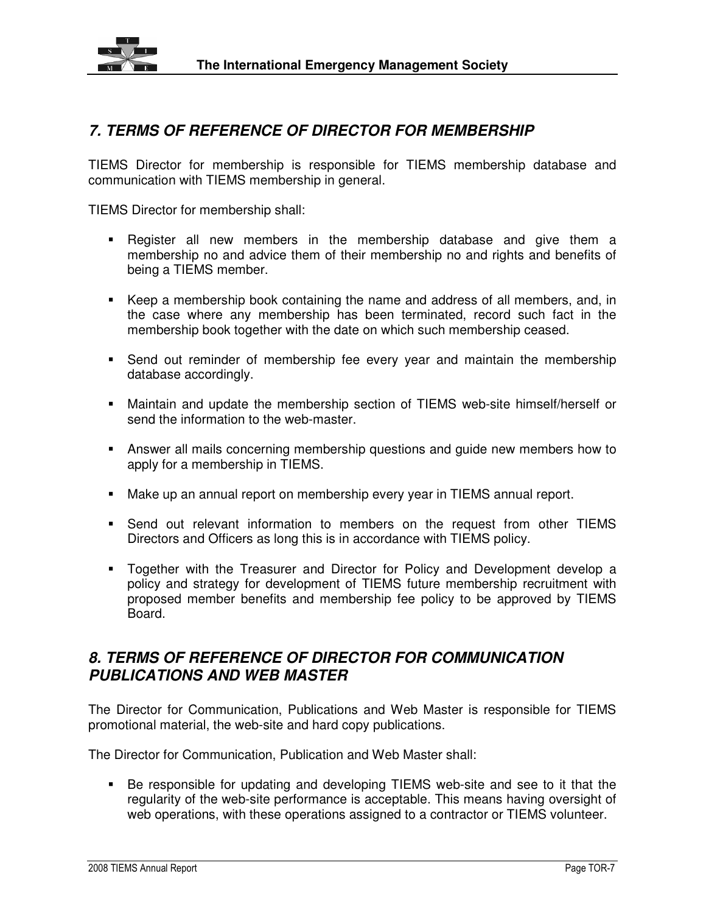## *7. TERMS OF REFERENCE OF DIRECTOR FOR MEMBERSHIP*

TIEMS Director for membership is responsible for TIEMS membership database and communication with TIEMS membership in general.

TIEMS Director for membership shall:

- Register all new members in the membership database and give them a membership no and advice them of their membership no and rights and benefits of being a TIEMS member.
- Keep a membership book containing the name and address of all members, and, in the case where any membership has been terminated, record such fact in the membership book together with the date on which such membership ceased.
- Send out reminder of membership fee every year and maintain the membership database accordingly.
- Maintain and update the membership section of TIEMS web-site himself/herself or send the information to the web-master.
- Answer all mails concerning membership questions and guide new members how to apply for a membership in TIEMS.
- Make up an annual report on membership every year in TIEMS annual report.
- Send out relevant information to members on the request from other TIEMS Directors and Officers as long this is in accordance with TIEMS policy.
- Together with the Treasurer and Director for Policy and Development develop a policy and strategy for development of TIEMS future membership recruitment with proposed member benefits and membership fee policy to be approved by TIEMS Board.

## *8. TERMS OF REFERENCE OF DIRECTOR FOR COMMUNICATION PUBLICATIONS AND WEB MASTER*

The Director for Communication, Publications and Web Master is responsible for TIEMS promotional material, the web-site and hard copy publications.

The Director for Communication, Publication and Web Master shall:

- Be responsible for updating and developing TIEMS web-site and see to it that the regularity of the web-site performance is acceptable. This means having oversight of web operations, with these operations assigned to a contractor or TIEMS volunteer.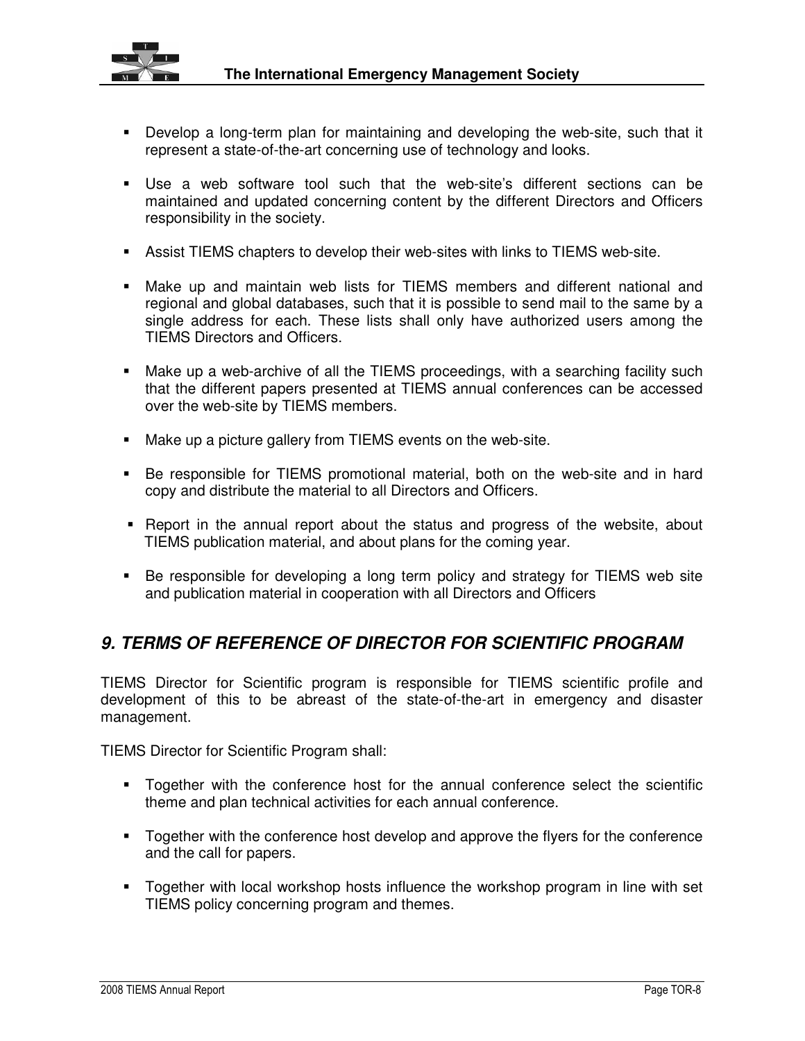- Develop a long-term plan for maintaining and developing the web-site, such that it represent a state-of-the-art concerning use of technology and looks.

- Use a web software tool such that the web-site's different sections can be maintained and updated concerning content by the different Directors and Officers responsibility in the society.

- Assist TIEMS chapters to develop their web-sites with links to TIEMS web-site.

- Make up and maintain web lists for TIEMS members and different national and regional and global databases, such that it is possible to send mail to the same by a single address for each. These lists shall only have authorized users among the TIEMS Directors and Officers.

- Make up a web-archive of all the TIEMS proceedings, with a searching facility such that the different papers presented at TIEMS annual conferences can be accessed over the web-site by TIEMS members.

- Make up a picture gallery from TIEMS events on the web-site.

- Be responsible for TIEMS promotional material, both on the web-site and in hard copy and distribute the material to all Directors and Officers.

- Report in the annual report about the status and progress of the website, about TIEMS publication material, and about plans for the coming year.

- Be responsible for developing a long term policy and strategy for TIEMS web site and publication material in cooperation with all Directors and Officers

## *9. TERMS OF REFERENCE OF DIRECTOR FOR SCIENTIFIC PROGRAM*

TIEMS Director for Scientific program is responsible for TIEMS scientific profile and development of this to be abreast of the state-of-the-art in emergency and disaster management.

TIEMS Director for Scientific Program shall:

- Together with the conference host for the annual conference select the scientific theme and plan technical activities for each annual conference.

- Together with the conference host develop and approve the flyers for the conference and the call for papers.

- Together with local workshop hosts influence the workshop program in line with set TIEMS policy concerning program and themes.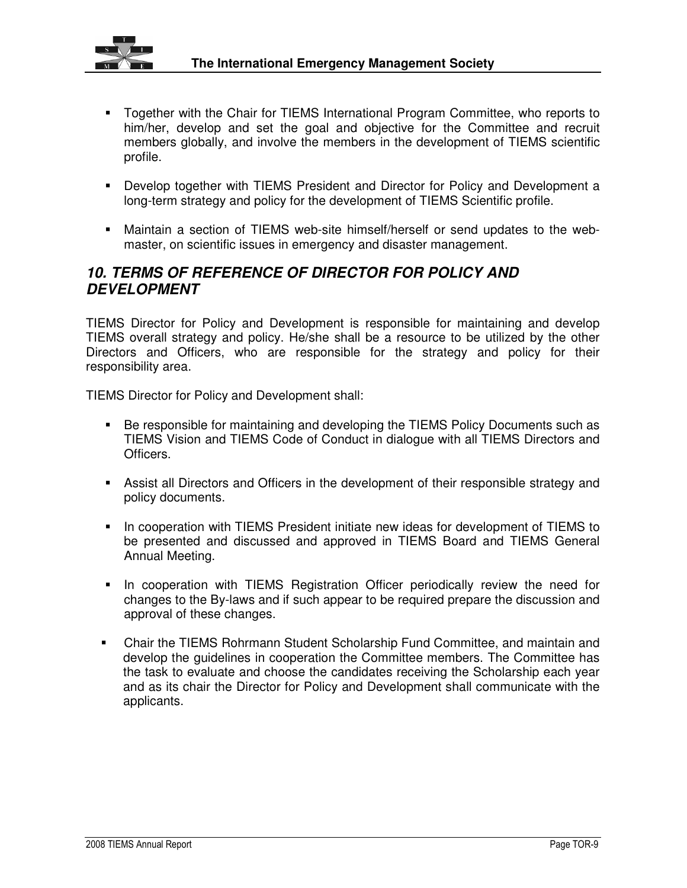- Together with the Chair for TIEMS International Program Committee, who reports to him/her, develop and set the goal and objective for the Committee and recruit members globally, and involve the members in the development of TIEMS scientific profile.

- Develop together with TIEMS President and Director for Policy and Development a long-term strategy and policy for the development of TIEMS Scientific profile.

- Maintain a section of TIEMS web-site himself/herself or send updates to the web-master, on scientific issues in emergency and disaster management.

## *10. TERMS OF REFERENCE OF DIRECTOR FOR POLICY AND DEVELOPMENT*

TIEMS Director for Policy and Development is responsible for maintaining and develop TIEMS overall strategy and policy. He/she shall be a resource to be utilized by the other Directors and Officers, who are responsible for the strategy and policy for their responsibility area.

TIEMS Director for Policy and Development shall:

- Be responsible for maintaining and developing the TIEMS Policy Documents such as TIEMS Vision and TIEMS Code of Conduct in dialogue with all TIEMS Directors and Officers.

- Assist all Directors and Officers in the development of their responsible strategy and policy documents.

- In cooperation with TIEMS President initiate new ideas for development of TIEMS to be presented and discussed and approved in TIEMS Board and TIEMS General Annual Meeting.

- In cooperation with TIEMS Registration Officer periodically review the need for changes to the By-laws and if such appear to be required prepare the discussion and approval of these changes.

- Chair the TIEMS Rohrmann Student Scholarship Fund Committee, and maintain and develop the guidelines in cooperation the Committee members. The Committee has the task to evaluate and choose the candidates receiving the Scholarship each year and as its chair the Director for Policy and Development shall communicate with the applicants.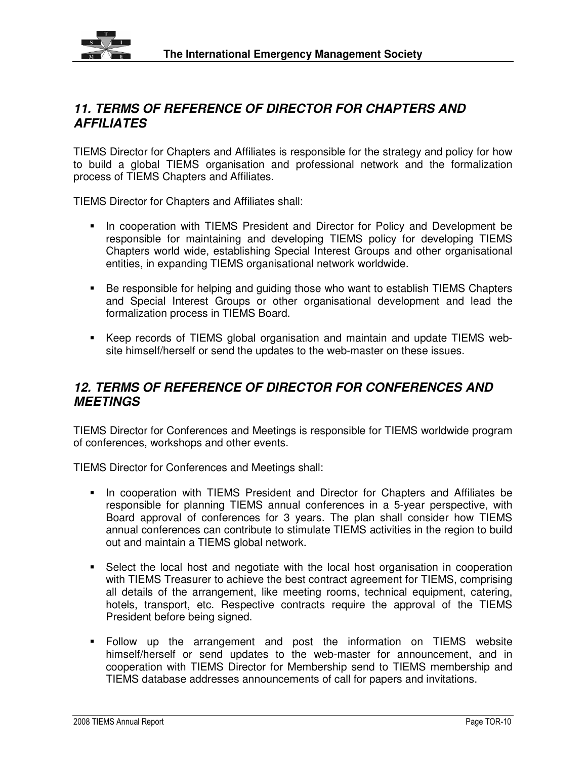## *11. TERMS OF REFERENCE OF DIRECTOR FOR CHAPTERS AND AFFILIATES*

TIEMS Director for Chapters and Affiliates is responsible for the strategy and policy for how to build a global TIEMS organisation and professional network and the formalization process of TIEMS Chapters and Affiliates.

TIEMS Director for Chapters and Affiliates shall:

- In cooperation with TIEMS President and Director for Policy and Development be responsible for maintaining and developing TIEMS policy for developing TIEMS Chapters world wide, establishing Special Interest Groups and other organisational entities, in expanding TIEMS organisational network worldwide.
- Be responsible for helping and guiding those who want to establish TIEMS Chapters and Special Interest Groups or other organisational development and lead the formalization process in TIEMS Board.
- Keep records of TIEMS global organisation and maintain and update TIEMS web-site himself/herself or send the updates to the web-master on these issues.

## *12. TERMS OF REFERENCE OF DIRECTOR FOR CONFERENCES AND MEETINGS*

TIEMS Director for Conferences and Meetings is responsible for TIEMS worldwide program of conferences, workshops and other events.

TIEMS Director for Conferences and Meetings shall:

- In cooperation with TIEMS President and Director for Chapters and Affiliates be responsible for planning TIEMS annual conferences in a 5-year perspective, with Board approval of conferences for 3 years. The plan shall consider how TIEMS annual conferences can contribute to stimulate TIEMS activities in the region to build out and maintain a TIEMS global network.
- Select the local host and negotiate with the local host organisation in cooperation with TIEMS Treasurer to achieve the best contract agreement for TIEMS, comprising all details of the arrangement, like meeting rooms, technical equipment, catering, hotels, transport, etc. Respective contracts require the approval of the TIEMS President before being signed.
- Follow up the arrangement and post the information on TIEMS website himself/herself or send updates to the web-master for announcement, and in cooperation with TIEMS Director for Membership send to TIEMS membership and TIEMS database addresses announcements of call for papers and invitations.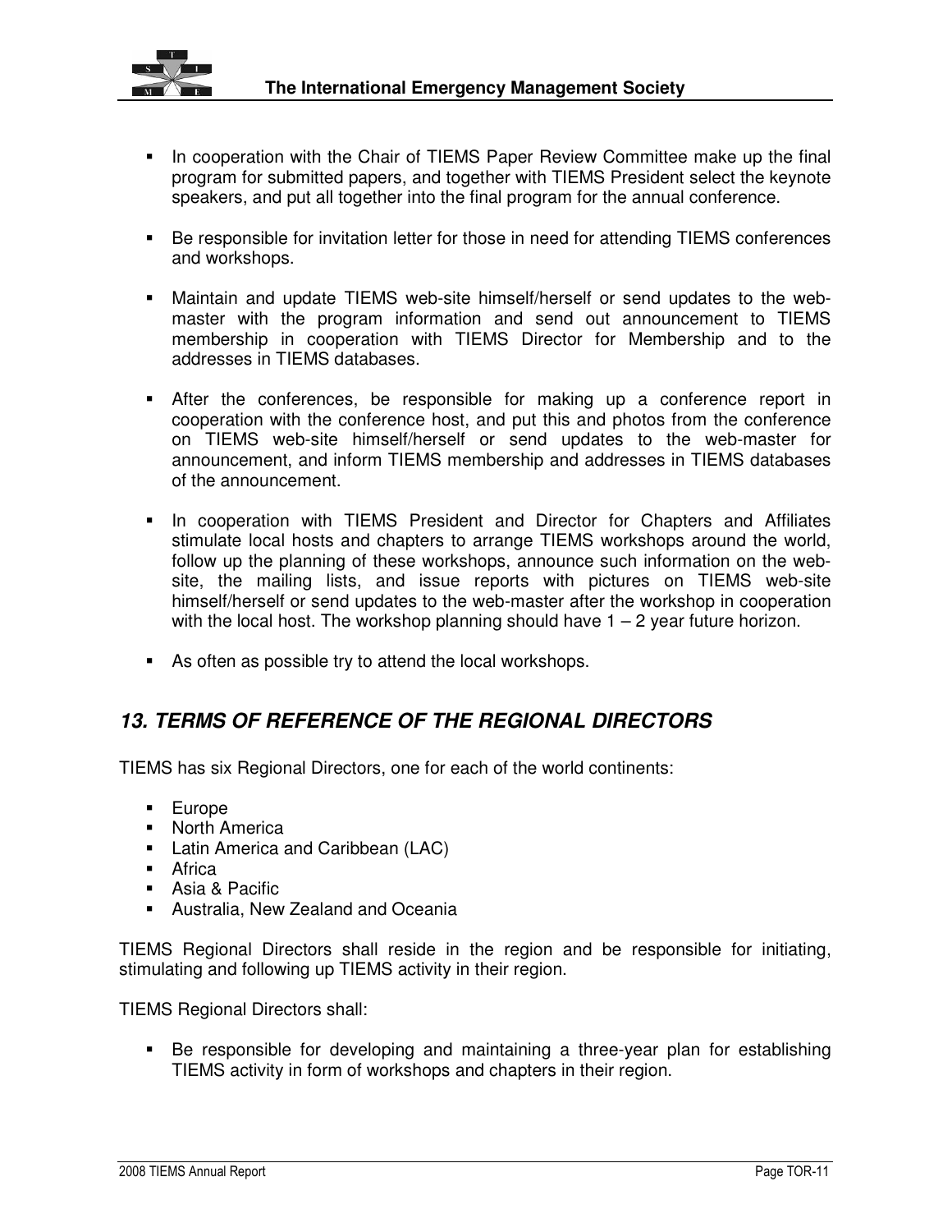- In cooperation with the Chair of TIEMS Paper Review Committee make up the final program for submitted papers, and together with TIEMS President select the keynote speakers, and put all together into the final program for the annual conference.

- Be responsible for invitation letter for those in need for attending TIEMS conferences and workshops.

- Maintain and update TIEMS web-site himself/herself or send updates to the web-master with the program information and send out announcement to TIEMS membership in cooperation with TIEMS Director for Membership and to the addresses in TIEMS databases.

- After the conferences, be responsible for making up a conference report in cooperation with the conference host, and put this and photos from the conference on TIEMS web-site himself/herself or send updates to the web-master for announcement, and inform TIEMS membership and addresses in TIEMS databases of the announcement.

- In cooperation with TIEMS President and Director for Chapters and Affiliates stimulate local hosts and chapters to arrange TIEMS workshops around the world, follow up the planning of these workshops, announce such information on the web-site, the mailing lists, and issue reports with pictures on TIEMS web-site himself/herself or send updates to the web-master after the workshop in cooperation with the local host. The workshop planning should have 1 – 2 year future horizon.

- As often as possible try to attend the local workshops.

## *13. TERMS OF REFERENCE OF THE REGIONAL DIRECTORS*

TIEMS has six Regional Directors, one for each of the world continents:

- Europe
- North America
- Latin America and Caribbean (LAC)
- Africa
- Asia & Pacific
- Australia, New Zealand and Oceania

TIEMS Regional Directors shall reside in the region and be responsible for initiating, stimulating and following up TIEMS activity in their region.

TIEMS Regional Directors shall:

- Be responsible for developing and maintaining a three-year plan for establishing TIEMS activity in form of workshops and chapters in their region.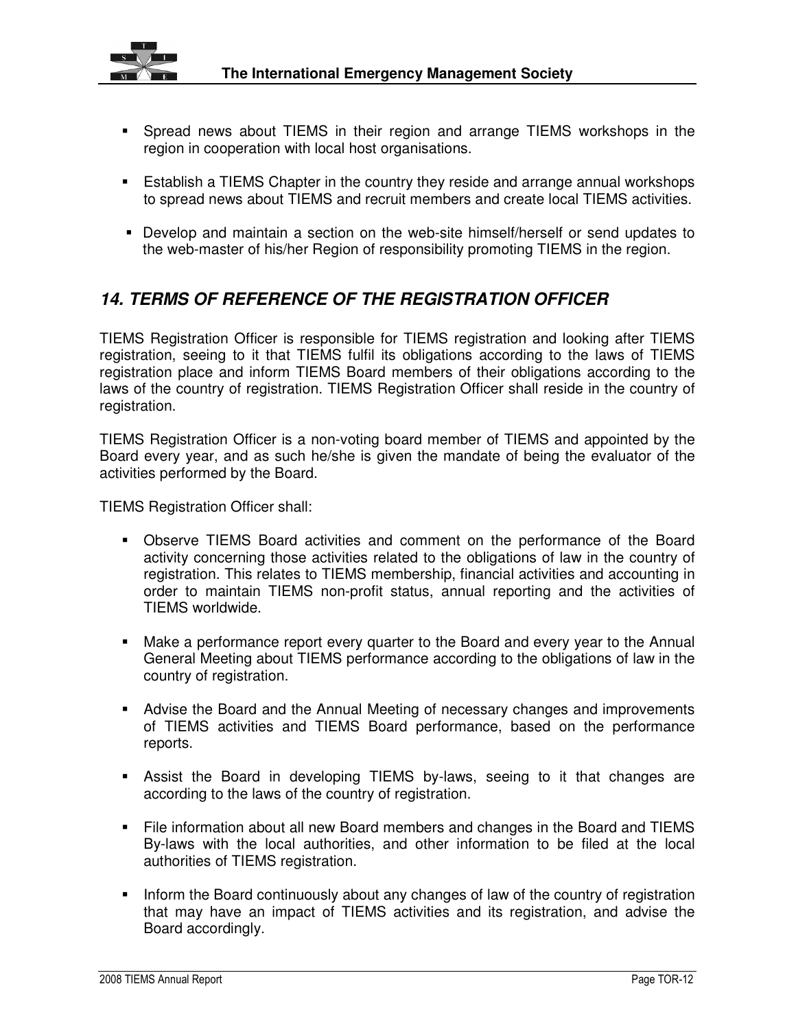- Spread news about TIEMS in their region and arrange TIEMS workshops in the region in cooperation with local host organisations.

- Establish a TIEMS Chapter in the country they reside and arrange annual workshops to spread news about TIEMS and recruit members and create local TIEMS activities.

- Develop and maintain a section on the web-site himself/herself or send updates to the web-master of his/her Region of responsibility promoting TIEMS in the region.

## *14. TERMS OF REFERENCE OF THE REGISTRATION OFFICER*

TIEMS Registration Officer is responsible for TIEMS registration and looking after TIEMS registration, seeing to it that TIEMS fulfil its obligations according to the laws of TIEMS registration place and inform TIEMS Board members of their obligations according to the laws of the country of registration. TIEMS Registration Officer shall reside in the country of registration.

TIEMS Registration Officer is a non-voting board member of TIEMS and appointed by the Board every year, and as such he/she is given the mandate of being the evaluator of the activities performed by the Board.

TIEMS Registration Officer shall:

- Observe TIEMS Board activities and comment on the performance of the Board activity concerning those activities related to the obligations of law in the country of registration. This relates to TIEMS membership, financial activities and accounting in order to maintain TIEMS non-profit status, annual reporting and the activities of TIEMS worldwide.

- Make a performance report every quarter to the Board and every year to the Annual General Meeting about TIEMS performance according to the obligations of law in the country of registration.

- Advise the Board and the Annual Meeting of necessary changes and improvements of TIEMS activities and TIEMS Board performance, based on the performance reports.

- Assist the Board in developing TIEMS by-laws, seeing to it that changes are according to the laws of the country of registration.

- File information about all new Board members and changes in the Board and TIEMS By-laws with the local authorities, and other information to be filed at the local authorities of TIEMS registration.

- Inform the Board continuously about any changes of law of the country of registration that may have an impact of TIEMS activities and its registration, and advise the Board accordingly.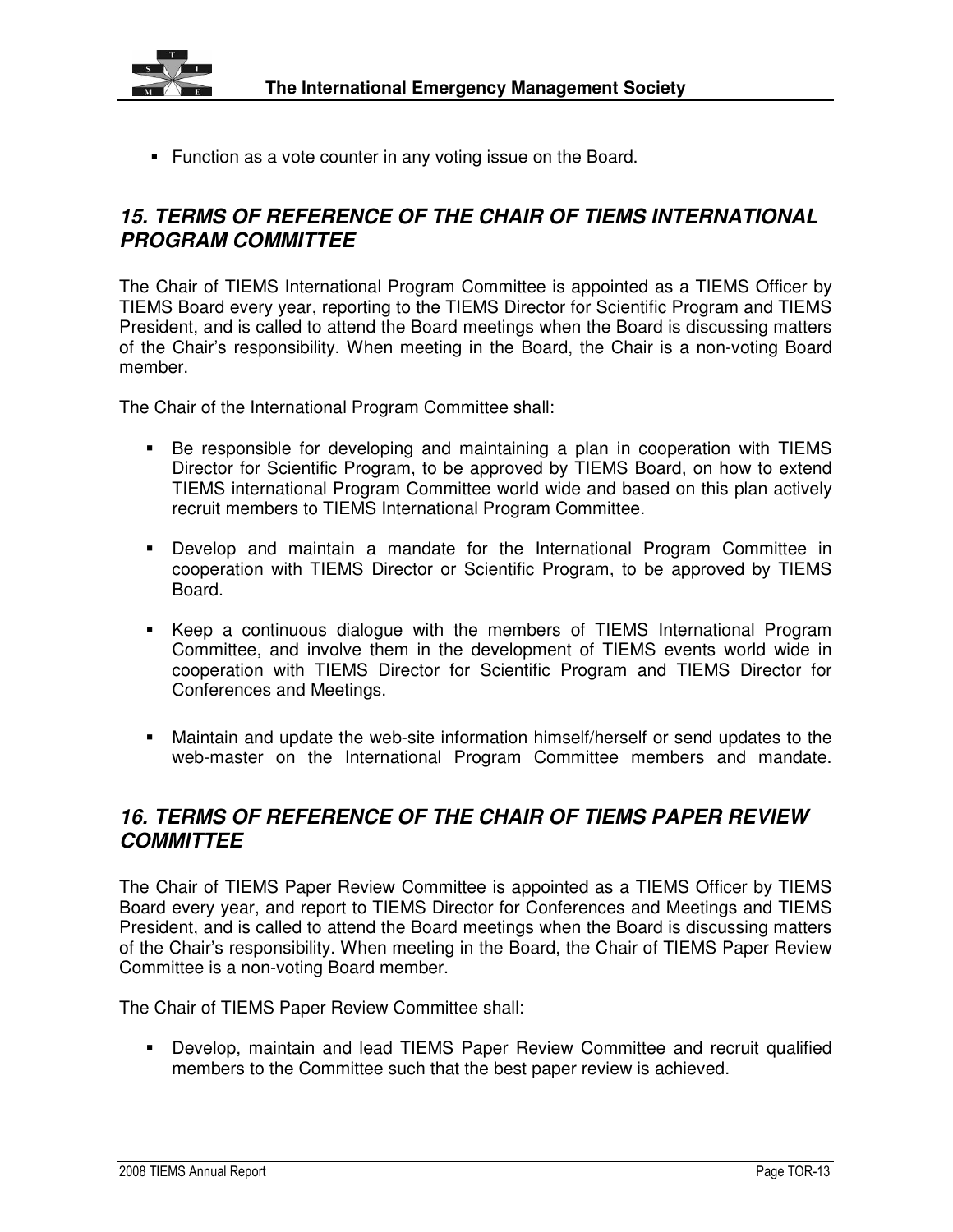- Function as a vote counter in any voting issue on the Board.

## *15. TERMS OF REFERENCE OF THE CHAIR OF TIEMS INTERNATIONAL PROGRAM COMMITTEE*

The Chair of TIEMS International Program Committee is appointed as a TIEMS Officer by TIEMS Board every year, reporting to the TIEMS Director for Scientific Program and TIEMS President, and is called to attend the Board meetings when the Board is discussing matters of the Chair's responsibility. When meeting in the Board, the Chair is a non-voting Board member.

The Chair of the International Program Committee shall:

- Be responsible for developing and maintaining a plan in cooperation with TIEMS Director for Scientific Program, to be approved by TIEMS Board, on how to extend TIEMS international Program Committee world wide and based on this plan actively recruit members to TIEMS International Program Committee.
- Develop and maintain a mandate for the International Program Committee in cooperation with TIEMS Director or Scientific Program, to be approved by TIEMS Board.
- Keep a continuous dialogue with the members of TIEMS International Program Committee, and involve them in the development of TIEMS events world wide in cooperation with TIEMS Director for Scientific Program and TIEMS Director for Conferences and Meetings.
- Maintain and update the web-site information himself/herself or send updates to the web-master on the International Program Committee members and mandate.

## *16. TERMS OF REFERENCE OF THE CHAIR OF TIEMS PAPER REVIEW COMMITTEE*

The Chair of TIEMS Paper Review Committee is appointed as a TIEMS Officer by TIEMS Board every year, and report to TIEMS Director for Conferences and Meetings and TIEMS President, and is called to attend the Board meetings when the Board is discussing matters of the Chair's responsibility. When meeting in the Board, the Chair of TIEMS Paper Review Committee is a non-voting Board member.

The Chair of TIEMS Paper Review Committee shall:

- Develop, maintain and lead TIEMS Paper Review Committee and recruit qualified members to the Committee such that the best paper review is achieved.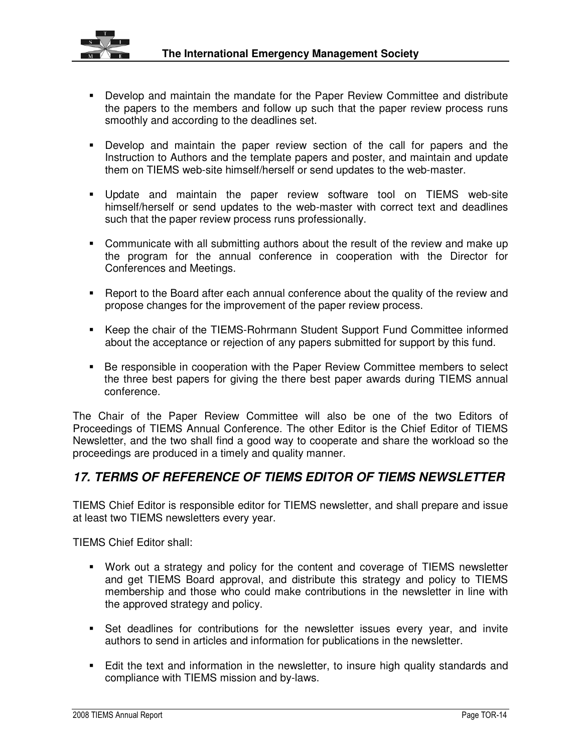- Develop and maintain the mandate for the Paper Review Committee and distribute the papers to the members and follow up such that the paper review process runs smoothly and according to the deadlines set.

- Develop and maintain the paper review section of the call for papers and the Instruction to Authors and the template papers and poster, and maintain and update them on TIEMS web-site himself/herself or send updates to the web-master.

- Update and maintain the paper review software tool on TIEMS web-site himself/herself or send updates to the web-master with correct text and deadlines such that the paper review process runs professionally.

- Communicate with all submitting authors about the result of the review and make up the program for the annual conference in cooperation with the Director for Conferences and Meetings.

- Report to the Board after each annual conference about the quality of the review and propose changes for the improvement of the paper review process.

- Keep the chair of the TIEMS-Rohrmann Student Support Fund Committee informed about the acceptance or rejection of any papers submitted for support by this fund.

- Be responsible in cooperation with the Paper Review Committee members to select the three best papers for giving the there best paper awards during TIEMS annual conference.

The Chair of the Paper Review Committee will also be one of the two Editors of Proceedings of TIEMS Annual Conference. The other Editor is the Chief Editor of TIEMS Newsletter, and the two shall find a good way to cooperate and share the workload so the proceedings are produced in a timely and quality manner.

## *17. TERMS OF REFERENCE OF TIEMS EDITOR OF TIEMS NEWSLETTER*

TIEMS Chief Editor is responsible editor for TIEMS newsletter, and shall prepare and issue at least two TIEMS newsletters every year.

TIEMS Chief Editor shall:

- Work out a strategy and policy for the content and coverage of TIEMS newsletter and get TIEMS Board approval, and distribute this strategy and policy to TIEMS membership and those who could make contributions in the newsletter in line with the approved strategy and policy.

- Set deadlines for contributions for the newsletter issues every year, and invite authors to send in articles and information for publications in the newsletter.

- Edit the text and information in the newsletter, to insure high quality standards and compliance with TIEMS mission and by-laws.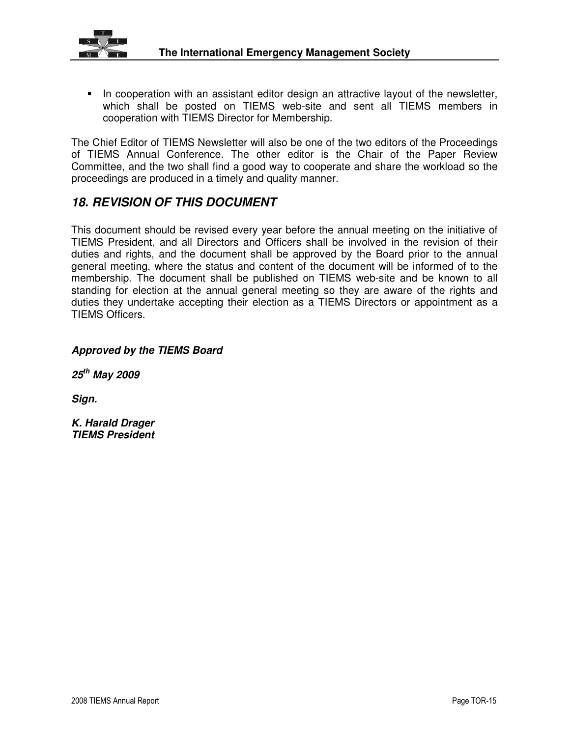- In cooperation with an assistant editor design an attractive layout of the newsletter, which shall be posted on TIEMS web-site and sent all TIEMS members in cooperation with TIEMS Director for Membership.

The Chief Editor of TIEMS Newsletter will also be one of the two editors of the Proceedings of TIEMS Annual Conference. The other editor is the Chair of the Paper Review Committee, and the two shall find a good way to cooperate and share the workload so the proceedings are produced in a timely and quality manner.

## 18. REVISION OF THIS DOCUMENT

This document should be revised every year before the annual meeting on the initiative of TIEMS President, and all Directors and Officers shall be involved in the revision of their duties and rights, and the document shall be approved by the Board prior to the annual general meeting, where the status and content of the document will be informed of to the membership. The document shall be published on TIEMS web-site and be known to all standing for election at the annual general meeting so they are aware of the rights and duties they undertake accepting their election as a TIEMS Directors or appointment as a TIEMS Officers.

***Approved by the TIEMS Board***

***25th May 2009***

***Sign.***

***K. Harald Drager***
***TIEMS President***